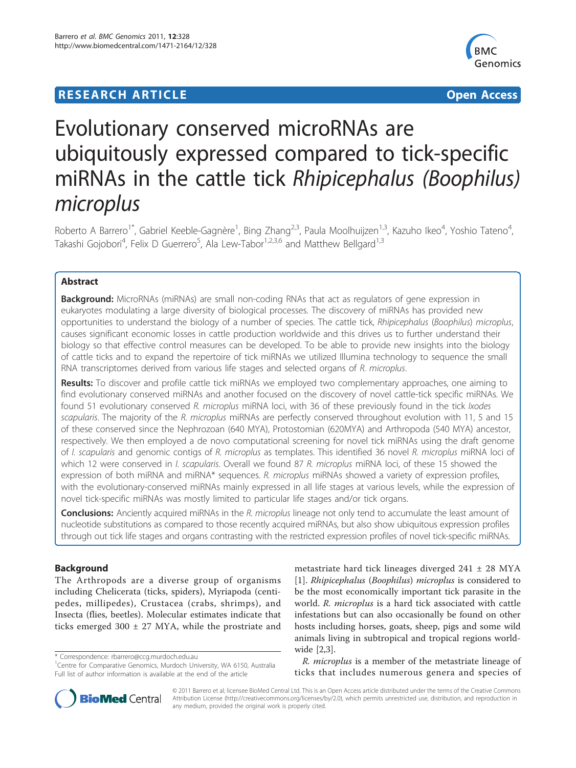**RESEARCH ARTICLE** **Open Access**

# Evolutionary conserved microRNAs are ubiquitously expressed compared to tick-specific miRNAs in the cattle tick *Rhipicephalus (Boophilus) microplus*

Roberto A Barrero[1*], Gabriel Keeble-Gagnère[1], Bing Zhang[2,3], Paula Moolhuijzen[1,3], Kazuho Ikeo[4], Yoshio Tateno[4], Takashi Gojobori[4], Felix D Guerrero[5], Ala Lew-Tabor[1,2,3,6] and Matthew Bellgard[1,3]

## Abstract

**Background:** MicroRNAs (miRNAs) are small non-coding RNAs that act as regulators of gene expression in eukaryotes modulating a large diversity of biological processes. The discovery of miRNAs has provided new opportunities to understand the biology of a number of species. The cattle tick, *Rhipicephalus* (*Boophilus*) *microplus*, causes significant economic losses in cattle production worldwide and this drives us to further understand their biology so that effective control measures can be developed. To be able to provide new insights into the biology of cattle ticks and to expand the repertoire of tick miRNAs we utilized Illumina technology to sequence the small RNA transcriptomes derived from various life stages and selected organs of *R. microplus*.

**Results:** To discover and profile cattle tick miRNAs we employed two complementary approaches, one aiming to find evolutionary conserved miRNAs and another focused on the discovery of novel cattle-tick specific miRNAs. We found 51 evolutionary conserved *R. microplus* miRNA loci, with 36 of these previously found in the tick *Ixodes scapularis*. The majority of the *R. microplus* miRNAs are perfectly conserved throughout evolution with 11, 5 and 15 of these conserved since the Nephrozoan (640 MYA), Protostomian (620MYA) and Arthropoda (540 MYA) ancestor, respectively. We then employed a de novo computational screening for novel tick miRNAs using the draft genome of *I. scapularis* and genomic contigs of *R. microplus* as templates. This identified 36 novel *R. microplus* miRNA loci of which 12 were conserved in *I. scapularis*. Overall we found 87 *R. microplus* miRNA loci, of these 15 showed the expression of both miRNA and miRNA* sequences. *R. microplus* miRNAs showed a variety of expression profiles, with the evolutionary-conserved miRNAs mainly expressed in all life stages at various levels, while the expression of novel tick-specific miRNAs was mostly limited to particular life stages and/or tick organs.

**Conclusions:** Anciently acquired miRNAs in the *R. microplus* lineage not only tend to accumulate the least amount of nucleotide substitutions as compared to those recently acquired miRNAs, but also show ubiquitous expression profiles through out tick life stages and organs contrasting with the restricted expression profiles of novel tick-specific miRNAs.

## Background

The Arthropods are a diverse group of organisms including Chelicerata (ticks, spiders), Myriapoda (centipedes, millipedes), Crustacea (crabs, shrimps), and Insecta (flies, beetles). Molecular estimates indicate that ticks emerged 300 ± 27 MYA, while the prostriate and metastriate hard tick lineages diverged 241 ± 28 MYA [1]. *Rhipicephalus* (*Boophilus*) *microplus* is considered to be the most economically important tick parasite in the world. *R. microplus* is a hard tick associated with cattle infestations but can also occasionally be found on other hosts including horses, goats, sheep, pigs and some wild animals living in subtropical and tropical regions worldwide [2,3].

*R. microplus* is a member of the metastriate lineage of ticks that includes numerous genera and species of

\* Correspondence: rbarrero@ccg.murdoch.edu.au
[1]Centre for Comparative Genomics, Murdoch University, WA 6150, Australia
Full list of author information is available at the end of the article

© 2011 Barrero et al; licensee BioMed Central Ltd. This is an Open Access article distributed under the terms of the Creative Commons Attribution License (http://creativecommons.org/licenses/by/2.0), which permits unrestricted use, distribution, and reproduction in any medium, provided the original work is properly cited.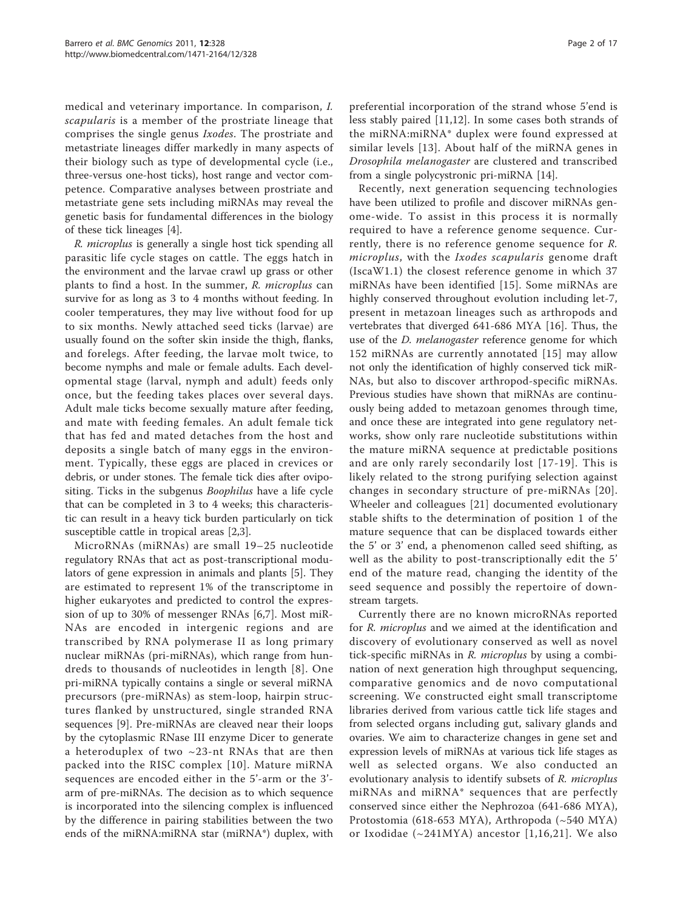medical and veterinary importance. In comparison, *I. scapularis* is a member of the prostriate lineage that comprises the single genus *Ixodes*. The prostriate and metastriate lineages differ markedly in many aspects of their biology such as type of developmental cycle (i.e., three-versus one-host ticks), host range and vector competence. Comparative analyses between prostriate and metastriate gene sets including miRNAs may reveal the genetic basis for fundamental differences in the biology of these tick lineages [4].

*R. microplus* is generally a single host tick spending all parasitic life cycle stages on cattle. The eggs hatch in the environment and the larvae crawl up grass or other plants to find a host. In the summer, *R. microplus* can survive for as long as 3 to 4 months without feeding. In cooler temperatures, they may live without food for up to six months. Newly attached seed ticks (larvae) are usually found on the softer skin inside the thigh, flanks, and forelegs. After feeding, the larvae molt twice, to become nymphs and male or female adults. Each developmental stage (larval, nymph and adult) feeds only once, but the feeding takes places over several days. Adult male ticks become sexually mature after feeding, and mate with feeding females. An adult female tick that has fed and mated detaches from the host and deposits a single batch of many eggs in the environment. Typically, these eggs are placed in crevices or debris, or under stones. The female tick dies after ovipositing. Ticks in the subgenus *Boophilus* have a life cycle that can be completed in 3 to 4 weeks; this characteristic can result in a heavy tick burden particularly on tick susceptible cattle in tropical areas [2,3].

MicroRNAs (miRNAs) are small 19–25 nucleotide regulatory RNAs that act as post-transcriptional modulators of gene expression in animals and plants [5]. They are estimated to represent 1% of the transcriptome in higher eukaryotes and predicted to control the expression of up to 30% of messenger RNAs [6,7]. Most miRNAs are encoded in intergenic regions and are transcribed by RNA polymerase II as long primary nuclear miRNAs (pri-miRNAs), which range from hundreds to thousands of nucleotides in length [8]. One pri-miRNA typically contains a single or several miRNA precursors (pre-miRNAs) as stem-loop, hairpin structures flanked by unstructured, single stranded RNA sequences [9]. Pre-miRNAs are cleaved near their loops by the cytoplasmic RNase III enzyme Dicer to generate a heteroduplex of two ~23-nt RNAs that are then packed into the RISC complex [10]. Mature miRNA sequences are encoded either in the 5'-arm or the 3'-arm of pre-miRNAs. The decision as to which sequence is incorporated into the silencing complex is influenced by the difference in pairing stabilities between the two ends of the miRNA:miRNA star (miRNA*) duplex, with preferential incorporation of the strand whose 5'end is less stably paired [11,12]. In some cases both strands of the miRNA:miRNA* duplex were found expressed at similar levels [13]. About half of the miRNA genes in *Drosophila melanogaster* are clustered and transcribed from a single polycystronic pri-miRNA [14].

Recently, next generation sequencing technologies have been utilized to profile and discover miRNAs genome-wide. To assist in this process it is normally required to have a reference genome sequence. Currently, there is no reference genome sequence for *R. microplus*, with the *Ixodes scapularis* genome draft (IscaW1.1) the closest reference genome in which 37 miRNAs have been identified [15]. Some miRNAs are highly conserved throughout evolution including let-7, present in metazoan lineages such as arthropods and vertebrates that diverged 641-686 MYA [16]. Thus, the use of the *D. melanogaster* reference genome for which 152 miRNAs are currently annotated [15] may allow not only the identification of highly conserved tick miRNAs, but also to discover arthropod-specific miRNAs. Previous studies have shown that miRNAs are continuously being added to metazoan genomes through time, and once these are integrated into gene regulatory networks, show only rare nucleotide substitutions within the mature miRNA sequence at predictable positions and are only rarely secondarily lost [17-19]. This is likely related to the strong purifying selection against changes in secondary structure of pre-miRNAs [20]. Wheeler and colleagues [21] documented evolutionary stable shifts to the determination of position 1 of the mature sequence that can be displaced towards either the 5' or 3' end, a phenomenon called seed shifting, as well as the ability to post-transcriptionally edit the 5' end of the mature read, changing the identity of the seed sequence and possibly the repertoire of downstream targets.

Currently there are no known microRNAs reported for *R. microplus* and we aimed at the identification and discovery of evolutionary conserved as well as novel tick-specific miRNAs in *R. microplus* by using a combination of next generation high throughput sequencing, comparative genomics and de novo computational screening. We constructed eight small transcriptome libraries derived from various cattle tick life stages and from selected organs including gut, salivary glands and ovaries. We aim to characterize changes in gene set and expression levels of miRNAs at various tick life stages as well as selected organs. We also conducted an evolutionary analysis to identify subsets of *R. microplus* miRNAs and miRNA* sequences that are perfectly conserved since either the Nephrozoa (641-686 MYA), Protostomia (618-653 MYA), Arthropoda (~540 MYA) or Ixodidae (~241MYA) ancestor [1,16,21]. We also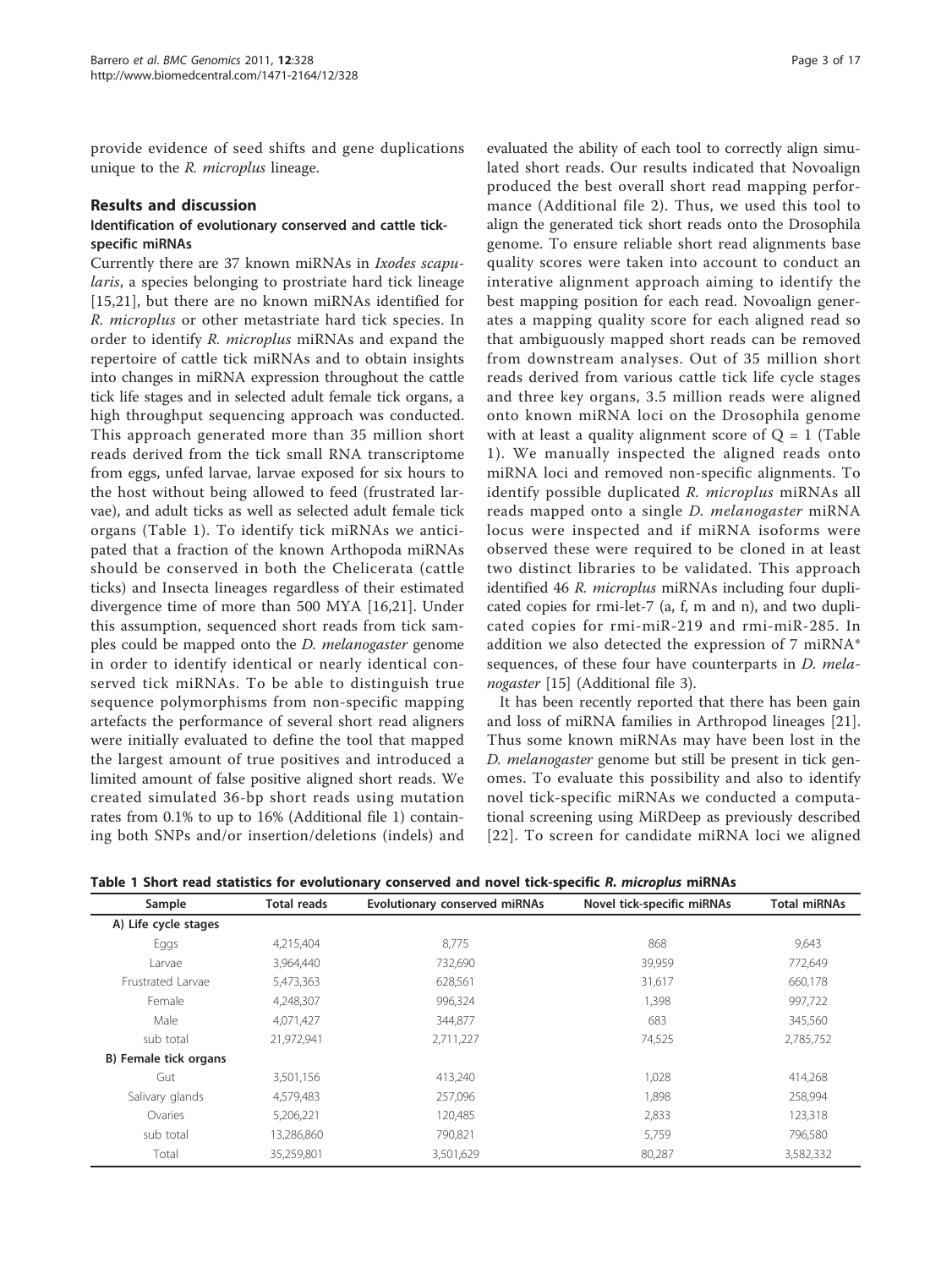provide evidence of seed shifts and gene duplications unique to the *R. microplus* lineage.

## Results and discussion

### Identification of evolutionary conserved and cattle tick-specific miRNAs

Currently there are 37 known miRNAs in *Ixodes scapularis*, a species belonging to prostriate hard tick lineage [15,21], but there are no known miRNAs identified for *R. microplus* or other metastriate hard tick species. In order to identify *R. microplus* miRNAs and expand the repertoire of cattle tick miRNAs and to obtain insights into changes in miRNA expression throughout the cattle tick life stages and in selected adult female tick organs, a high throughput sequencing approach was conducted. This approach generated more than 35 million short reads derived from the tick small RNA transcriptome from eggs, unfed larvae, larvae exposed for six hours to the host without being allowed to feed (frustrated larvae), and adult ticks as well as selected adult female tick organs (Table 1). To identify tick miRNAs we anticipated that a fraction of the known Arthropoda miRNAs should be conserved in both the Chelicerata (cattle ticks) and Insecta lineages regardless of their estimated divergence time of more than 500 MYA [16,21]. Under this assumption, sequenced short reads from tick samples could be mapped onto the *D. melanogaster* genome in order to identify identical or nearly identical conserved tick miRNAs. To be able to distinguish true sequence polymorphisms from non-specific mapping artefacts the performance of several short read aligners were initially evaluated to define the tool that mapped the largest amount of true positives and introduced a limited amount of false positive aligned short reads. We created simulated 36-bp short reads using mutation rates from 0.1% to up to 16% (Additional file 1) containing both SNPs and/or insertion/deletions (indels) and evaluated the ability of each tool to correctly align simulated short reads. Our results indicated that Novoalign produced the best overall short read mapping performance (Additional file 2). Thus, we used this tool to align the generated tick short reads onto the Drosophila genome. To ensure reliable short read alignments base quality scores were taken into account to conduct an interative alignment approach aiming to identify the best mapping position for each read. Novoalign generates a mapping quality score for each aligned read so that ambiguously mapped short reads can be removed from downstream analyses. Out of 35 million short reads derived from various cattle tick life cycle stages and three key organs, 3.5 million reads were aligned onto known miRNA loci on the Drosophila genome with at least a quality alignment score of $Q = 1$ (Table 1). We manually inspected the aligned reads onto miRNA loci and removed non-specific alignments. To identify possible duplicated *R. microplus* miRNAs all reads mapped onto a single *D. melanogaster* miRNA locus were inspected and if miRNA isoforms were observed these were required to be cloned in at least two distinct libraries to be validated. This approach identified 46 *R. microplus* miRNAs including four duplicated copies for rmi-let-7 (a, f, m and n), and two duplicated copies for rmi-miR-219 and rmi-miR-285. In addition we also detected the expression of 7 miRNA* sequences, of these four have counterparts in *D. melanogaster* [15] (Additional file 3).

It has been recently reported that there has been gain and loss of miRNA families in Arthropod lineages [21]. Thus some known miRNAs may have been lost in the *D. melanogaster* genome but still be present in tick genomes. To evaluate this possibility and also to identify novel tick-specific miRNAs we conducted a computational screening using MiRDeep as previously described [22]. To screen for candidate miRNA loci we aligned

**Table 1 Short read statistics for evolutionary conserved and novel tick-specific *R. microplus* miRNAs**

| Sample | Total reads | Evolutionary conserved miRNAs | Novel tick-specific miRNAs | Total miRNAs |
|---|---|---|---|---|
| **A) Life cycle stages** | | | | |
| Eggs | 4,215,404 | 8,775 | 868 | 9,643 |
| Larvae | 3,964,440 | 732,690 | 39,959 | 772,649 |
| Frustrated Larvae | 5,473,363 | 628,561 | 31,617 | 660,178 |
| Female | 4,248,307 | 996,324 | 1,398 | 997,722 |
| Male | 4,071,427 | 344,877 | 683 | 345,560 |
| sub total | 21,972,941 | 2,711,227 | 74,525 | 2,785,752 |
| **B) Female tick organs** | | | | |
| Gut | 3,501,156 | 413,240 | 1,028 | 414,268 |
| Salivary glands | 4,579,483 | 257,096 | 1,898 | 258,994 |
| Ovaries | 5,206,221 | 120,485 | 2,833 | 123,318 |
| sub total | 13,286,860 | 790,821 | 5,759 | 796,580 |
| Total | 35,259,801 | 3,501,629 | 80,287 | 3,582,332 |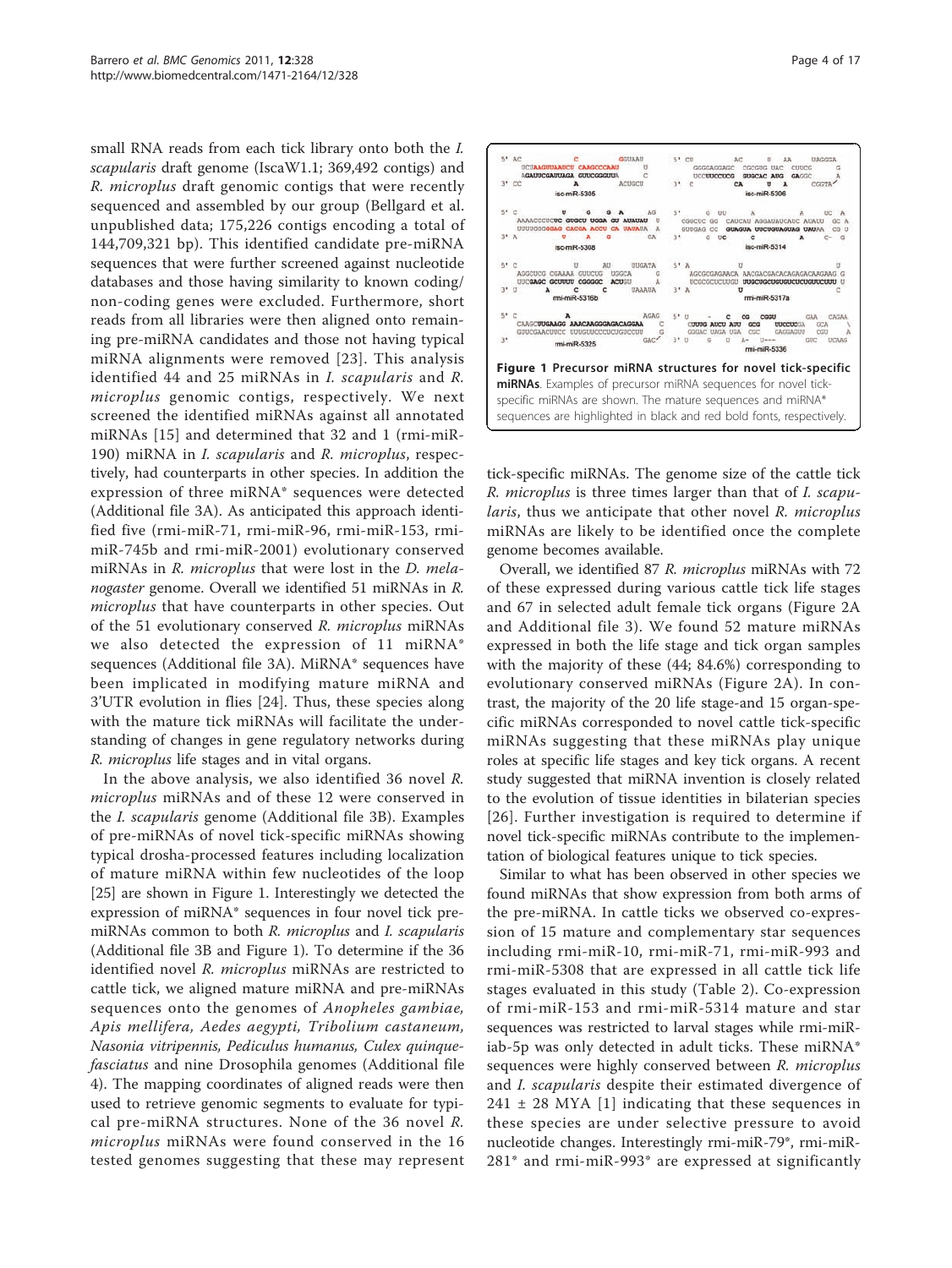small RNA reads from each tick library onto both the *I. scapularis* draft genome (IscaW1.1; 369,492 contigs) and *R. microplus* draft genomic contigs that were recently sequenced and assembled by our group (Bellgard et al. unpublished data; 175,226 contigs encoding a total of 144,709,321 bp). This identified candidate pre-miRNA sequences that were further screened against nucleotide databases and those having similarity to known coding/non-coding genes were excluded. Furthermore, short reads from all libraries were then aligned onto remaining pre-miRNA candidates and those not having typical miRNA alignments were removed [23]. This analysis identified 44 and 25 miRNAs in *I. scapularis* and *R. microplus* genomic contigs, respectively. We next screened the identified miRNAs against all annotated miRNAs [15] and determined that 32 and 1 (rmi-miR-190) miRNA in *I. scapularis* and *R. microplus*, respectively, had counterparts in other species. In addition the expression of three miRNA* sequences were detected (Additional file 3A). As anticipated this approach identified five (rmi-miR-71, rmi-miR-96, rmi-miR-153, rmi-miR-745b and rmi-miR-2001) evolutionary conserved miRNAs in *R. microplus* that were lost in the *D. melanogaster* genome. Overall we identified 51 miRNAs in *R. microplus* that have counterparts in other species. Out of the 51 evolutionary conserved *R. microplus* miRNAs we also detected the expression of 11 miRNA* sequences (Additional file 3A). MiRNA* sequences have been implicated in modifying mature miRNA and 3'UTR evolution in flies [24]. Thus, these species along with the mature tick miRNAs will facilitate the understanding of changes in gene regulatory networks during *R. microplus* life stages and in vital organs.

In the above analysis, we also identified 36 novel *R. microplus* miRNAs and of these 12 were conserved in the *I. scapularis* genome (Additional file 3B). Examples of pre-miRNAs of novel tick-specific miRNAs showing typical drosha-processed features including localization of mature miRNA within few nucleotides of the loop [25] are shown in Figure 1. Interestingly we detected the expression of miRNA* sequences in four novel tick pre-miRNAs common to both *R. microplus* and *I. scapularis* (Additional file 3B and Figure 1). To determine if the 36 identified novel *R. microplus* miRNAs are restricted to cattle tick, we aligned mature miRNA and pre-miRNAs sequences onto the genomes of *Anopheles gambiae, Apis mellifera, Aedes aegypti, Tribolium castaneum, Nasonia vitripennis, Pediculus humanus, Culex quinquefasciatus* and nine Drosophila genomes (Additional file 4). The mapping coordinates of aligned reads were then used to retrieve genomic segments to evaluate for typical pre-miRNA structures. None of the 36 novel *R. microplus* miRNAs were found conserved in the 16 tested genomes suggesting that these may represent

**Figure 1 Precursor miRNA structures for novel tick-specific miRNAs**. Examples of precursor miRNA sequences for novel tick-specific miRNAs are shown. The mature sequences and miRNA* sequences are highlighted in black and red bold fonts, respectively.

tick-specific miRNAs. The genome size of the cattle tick *R. microplus* is three times larger than that of *I. scapularis*, thus we anticipate that other novel *R. microplus* miRNAs are likely to be identified once the complete genome becomes available.

Overall, we identified 87 *R. microplus* miRNAs with 72 of these expressed during various cattle tick life stages and 67 in selected adult female tick organs (Figure 2A and Additional file 3). We found 52 mature miRNAs expressed in both the life stage and tick organ samples with the majority of these (44; 84.6%) corresponding to evolutionary conserved miRNAs (Figure 2A). In contrast, the majority of the 20 life stage-and 15 organ-specific miRNAs corresponded to novel cattle tick-specific miRNAs suggesting that these miRNAs play unique roles at specific life stages and key tick organs. A recent study suggested that miRNA invention is closely related to the evolution of tissue identities in bilaterian species [26]. Further investigation is required to determine if novel tick-specific miRNAs contribute to the implementation of biological features unique to tick species.

Similar to what has been observed in other species we found miRNAs that show expression from both arms of the pre-miRNA. In cattle ticks we observed co-expression of 15 mature and complementary star sequences including rmi-miR-10, rmi-miR-71, rmi-miR-993 and rmi-miR-5308 that are expressed in all cattle tick life stages evaluated in this study (Table 2). Co-expression of rmi-miR-153 and rmi-miR-5314 mature and star sequences was restricted to larval stages while rmi-miR-iab-5p was only detected in adult ticks. These miRNA* sequences were highly conserved between *R. microplus* and *I. scapularis* despite their estimated divergence of 241 ± 28 MYA [1] indicating that these sequences in these species are under selective pressure to avoid nucleotide changes. Interestingly rmi-miR-79*, rmi-miR-281* and rmi-miR-993* are expressed at significantly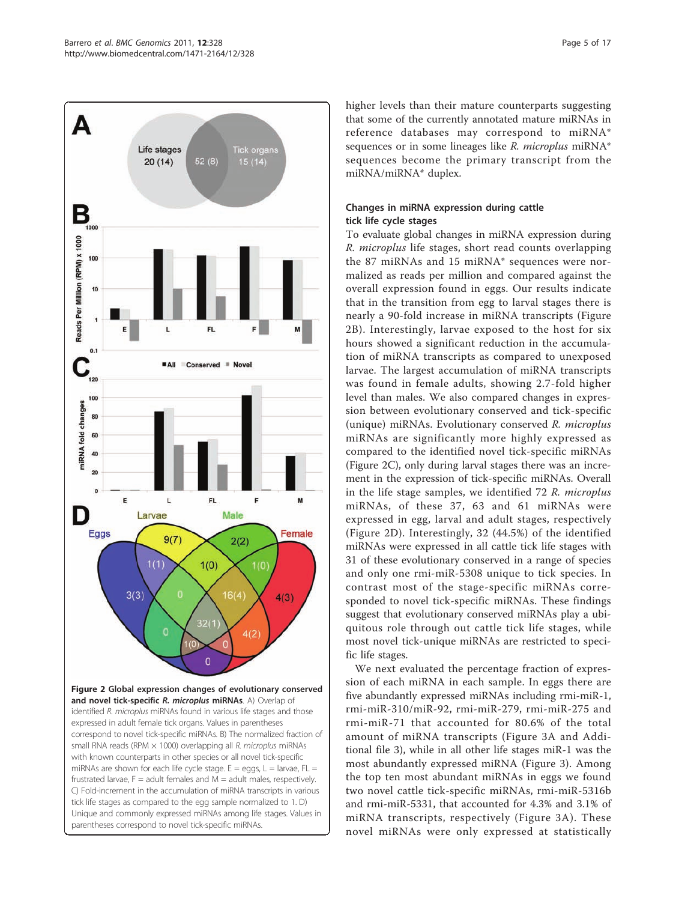**Figure 2 Global expression changes of evolutionary conserved and novel tick-specific *R. microplus* miRNAs**. A) Overlap of identified *R. microplus* miRNAs found in various life stages and those expressed in adult female tick organs. Values in parentheses correspond to novel tick-specific miRNAs. B) The normalized fraction of small RNA reads (RPM × 1000) overlapping all *R. microplus* miRNAs with known counterparts in other species or all novel tick-specific miRNAs are shown for each life cycle stage. E = eggs, L = larvae, FL = frustrated larvae, F = adult females and M = adult males, respectively. C) Fold-increment in the accumulation of miRNA transcripts in various tick life stages as compared to the egg sample normalized to 1. D) Unique and commonly expressed miRNAs among life stages. Values in parentheses correspond to novel tick-specific miRNAs.

higher levels than their mature counterparts suggesting that some of the currently annotated mature miRNAs in reference databases may correspond to miRNA* sequences or in some lineages like *R. microplus* miRNA* sequences become the primary transcript from the miRNA/miRNA* duplex.

### Changes in miRNA expression during cattle tick life cycle stages

To evaluate global changes in miRNA expression during *R. microplus* life stages, short read counts overlapping the 87 miRNAs and 15 miRNA* sequences were normalized as reads per million and compared against the overall expression found in eggs. Our results indicate that in the transition from egg to larval stages there is nearly a 90-fold increase in miRNA transcripts (Figure 2B). Interestingly, larvae exposed to the host for six hours showed a significant reduction in the accumulation of miRNA transcripts as compared to unexposed larvae. The largest accumulation of miRNA transcripts was found in female adults, showing 2.7-fold higher level than males. We also compared changes in expression between evolutionary conserved and tick-specific (unique) miRNAs. Evolutionary conserved *R. microplus* miRNAs are significantly more highly expressed as compared to the identified novel tick-specific miRNAs (Figure 2C), only during larval stages there was an increment in the expression of tick-specific miRNAs. Overall in the life stage samples, we identified 72 *R. microplus* miRNAs, of these 37, 63 and 61 miRNAs were expressed in egg, larval and adult stages, respectively (Figure 2D). Interestingly, 32 (44.5%) of the identified miRNAs were expressed in all cattle tick life stages with 31 of these evolutionary conserved in a range of species and only one rmi-miR-5308 unique to tick species. In contrast most of the stage-specific miRNAs corresponded to novel tick-specific miRNAs. These findings suggest that evolutionary conserved miRNAs play a ubiquitous role through out cattle tick life stages, while most novel tick-unique miRNAs are restricted to specific life stages.

We next evaluated the percentage fraction of expression of each miRNA in each sample. In eggs there are five abundantly expressed miRNAs including rmi-miR-1, rmi-miR-310/miR-92, rmi-miR-279, rmi-miR-275 and rmi-miR-71 that accounted for 80.6% of the total amount of miRNA transcripts (Figure 3A and Additional file 3), while in all other life stages miR-1 was the most abundantly expressed miRNA (Figure 3). Among the top ten most abundant miRNAs in eggs we found two novel cattle tick-specific miRNAs, rmi-miR-5316b and rmi-miR-5331, that accounted for 4.3% and 3.1% of miRNA transcripts, respectively (Figure 3A). These novel miRNAs were only expressed at statistically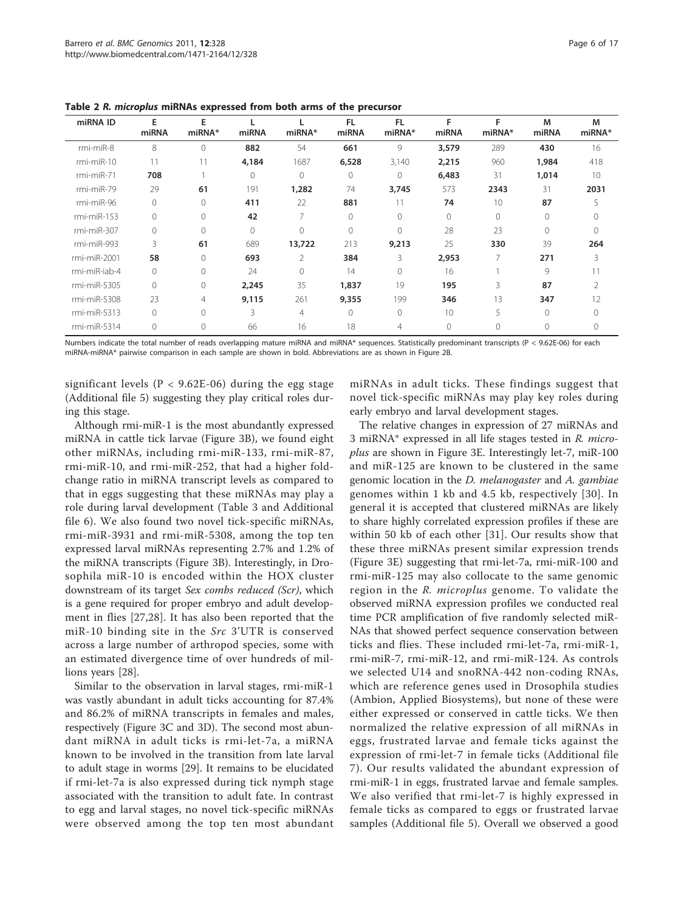**Table 2** ***R. microplus*** **miRNAs expressed from both arms of the precursor**

| miRNA ID | E miRNA | E miRNA* | L miRNA | L miRNA* | FL miRNA | FL miRNA* | F miRNA | F miRNA* | M miRNA | M miRNA* |
|---|---|---|---|---|---|---|---|---|---|---|
| rmi-miR-8 | 8 | 0 | **882** | 54 | **661** | 9 | **3,579** | 289 | **430** | 16 |
| rmi-miR-10 | 11 | 11 | **4,184** | 1687 | **6,528** | 3,140 | **2,215** | 960 | **1,984** | 418 |
| rmi-miR-71 | **708** | 1 | 0 | 0 | 0 | 0 | **6,483** | 31 | **1,014** | 10 |
| rmi-miR-79 | 29 | **61** | 191 | **1,282** | 74 | **3,745** | 573 | **2343** | 31 | **2031** |
| rmi-miR-96 | 0 | 0 | **411** | 22 | **881** | 11 | **74** | 10 | **87** | 5 |
| rmi-miR-153 | 0 | 0 | **42** | 7 | 0 | 0 | 0 | 0 | 0 | 0 |
| rmi-miR-307 | 0 | 0 | 0 | 0 | 0 | 0 | 28 | 23 | 0 | 0 |
| rmi-miR-993 | 3 | **61** | 689 | **13,722** | 213 | **9,213** | 25 | **330** | 39 | **264** |
| rmi-miR-2001 | **58** | 0 | **693** | 2 | **384** | 3 | **2,953** | 7 | **271** | 3 |
| rmi-miR-iab-4 | 0 | 0 | 24 | 0 | 14 | 0 | 16 | 1 | 9 | 11 |
| rmi-miR-5305 | 0 | 0 | **2,245** | 35 | **1,837** | 19 | **195** | 3 | **87** | 2 |
| rmi-miR-5308 | 23 | 4 | **9,115** | 261 | **9,355** | 199 | **346** | 13 | **347** | 12 |
| rmi-miR-5313 | 0 | 0 | 3 | 4 | 0 | 0 | 10 | 5 | 0 | 0 |
| rmi-miR-5314 | 0 | 0 | 66 | 16 | 18 | 4 | 0 | 0 | 0 | 0 |

Numbers indicate the total number of reads overlapping mature miRNA and miRNA* sequences. Statistically predominant transcripts ($P < 9.62E-06$) for each miRNA-miRNA* pairwise comparison in each sample are shown in bold. Abbreviations are as shown in Figure 2B.

significant levels ($P < 9.62E-06$) during the egg stage (Additional file 5) suggesting they play critical roles during this stage.

Although rmi-miR-1 is the most abundantly expressed miRNA in cattle tick larvae (Figure 3B), we found eight other miRNAs, including rmi-miR-133, rmi-miR-87, rmi-miR-10, and rmi-miR-252, that had a higher fold-change ratio in miRNA transcript levels as compared to that in eggs suggesting that these miRNAs may play a role during larval development (Table 3 and Additional file 6). We also found two novel tick-specific miRNAs, rmi-miR-3931 and rmi-miR-5308, among the top ten expressed larval miRNAs representing 2.7% and 1.2% of the miRNA transcripts (Figure 3B). Interestingly, in Drosophila miR-10 is encoded within the HOX cluster downstream of its target *Sex combs reduced (Scr)*, which is a gene required for proper embryo and adult development in flies [27,28]. It has also been reported that the miR-10 binding site in the *Src* 3'UTR is conserved across a large number of arthropod species, some with an estimated divergence time of over hundreds of millions years [28].

Similar to the observation in larval stages, rmi-miR-1 was vastly abundant in adult ticks accounting for 87.4% and 86.2% of miRNA transcripts in females and males, respectively (Figure 3C and 3D). The second most abundant miRNA in adult ticks is rmi-let-7a, a miRNA known to be involved in the transition from late larval to adult stage in worms [29]. It remains to be elucidated if rmi-let-7a is also expressed during tick nymph stage associated with the transition to adult fate. In contrast to egg and larval stages, no novel tick-specific miRNAs were observed among the top ten most abundant miRNAs in adult ticks. These findings suggest that novel tick-specific miRNAs may play key roles during early embryo and larval development stages.

The relative changes in expression of 27 miRNAs and 3 miRNA* expressed in all life stages tested in *R. microplus* are shown in Figure 3E. Interestingly let-7, miR-100 and miR-125 are known to be clustered in the same genomic location in the *D. melanogaster* and *A. gambiae* genomes within 1 kb and 4.5 kb, respectively [30]. In general it is accepted that clustered miRNAs are likely to share highly correlated expression profiles if these are within 50 kb of each other [31]. Our results show that these three miRNAs present similar expression trends (Figure 3E) suggesting that rmi-let-7a, rmi-miR-100 and rmi-miR-125 may also collocate to the same genomic region in the *R. microplus* genome. To validate the observed miRNA expression profiles we conducted real time PCR amplification of five randomly selected miRNAs that showed perfect sequence conservation between ticks and flies. These included rmi-let-7a, rmi-miR-1, rmi-miR-7, rmi-miR-12, and rmi-miR-124. As controls we selected U14 and snoRNA-442 non-coding RNAs, which are reference genes used in Drosophila studies (Ambion, Applied Biosystems), but none of these were either expressed or conserved in cattle ticks. We then normalized the relative expression of all miRNAs in eggs, frustrated larvae and female ticks against the expression of rmi-let-7 in female ticks (Additional file 7). Our results validated the abundant expression of rmi-miR-1 in eggs, frustrated larvae and female samples. We also verified that rmi-let-7 is highly expressed in female ticks as compared to eggs or frustrated larvae samples (Additional file 5). Overall we observed a good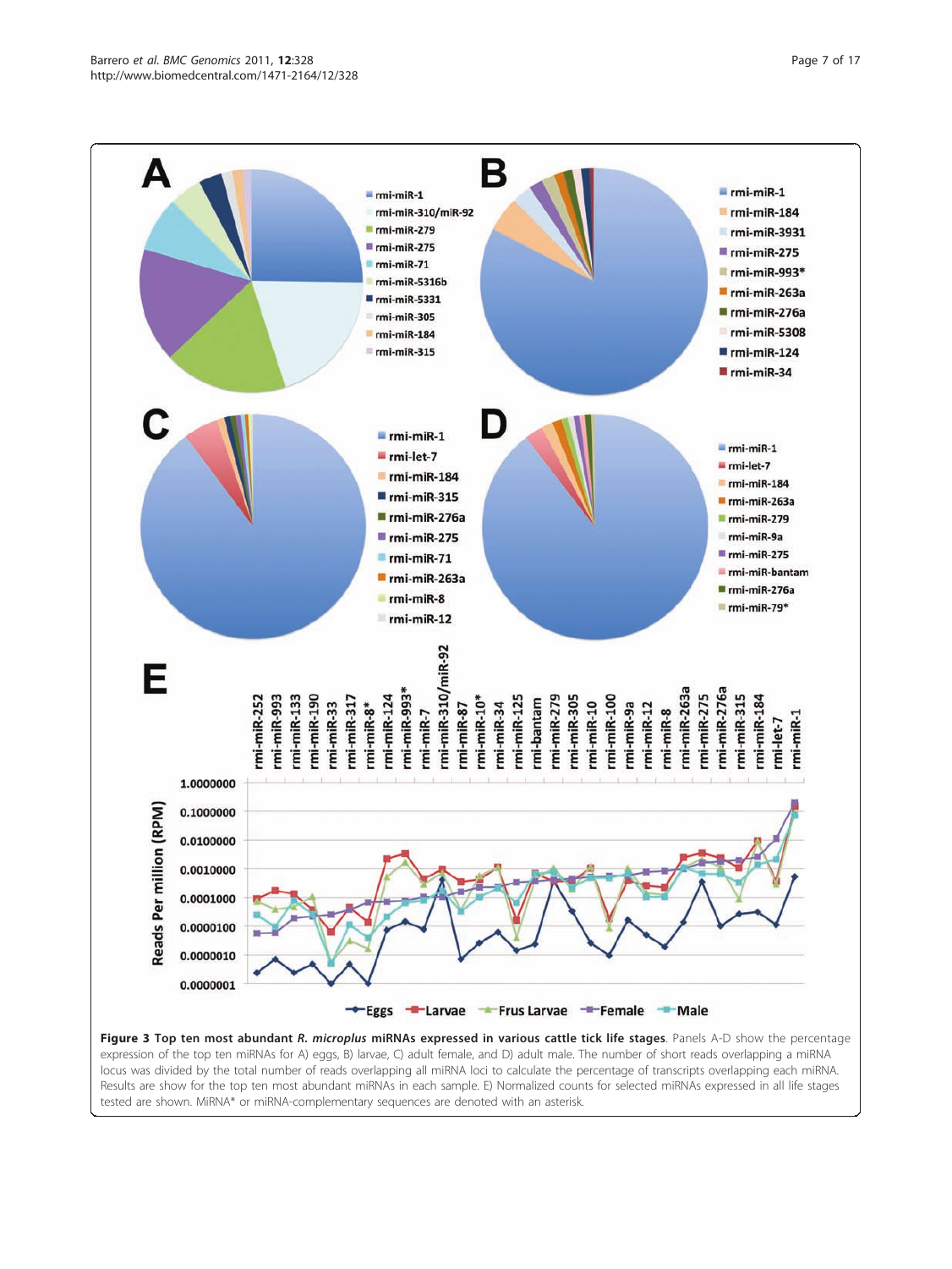**Figure 3 Top ten most abundant *R. microplus* miRNAs expressed in various cattle tick life stages**. Panels A-D show the percentage expression of the top ten miRNAs for A) eggs, B) larvae, C) adult female, and D) adult male. The number of short reads overlapping a miRNA locus was divided by the total number of reads overlapping all miRNA loci to calculate the percentage of transcripts overlapping each miRNA. Results are show for the top ten most abundant miRNAs in each sample. E) Normalized counts for selected miRNAs expressed in all life stages tested are shown. MiRNA* or miRNA-complementary sequences are denoted with an asterisk.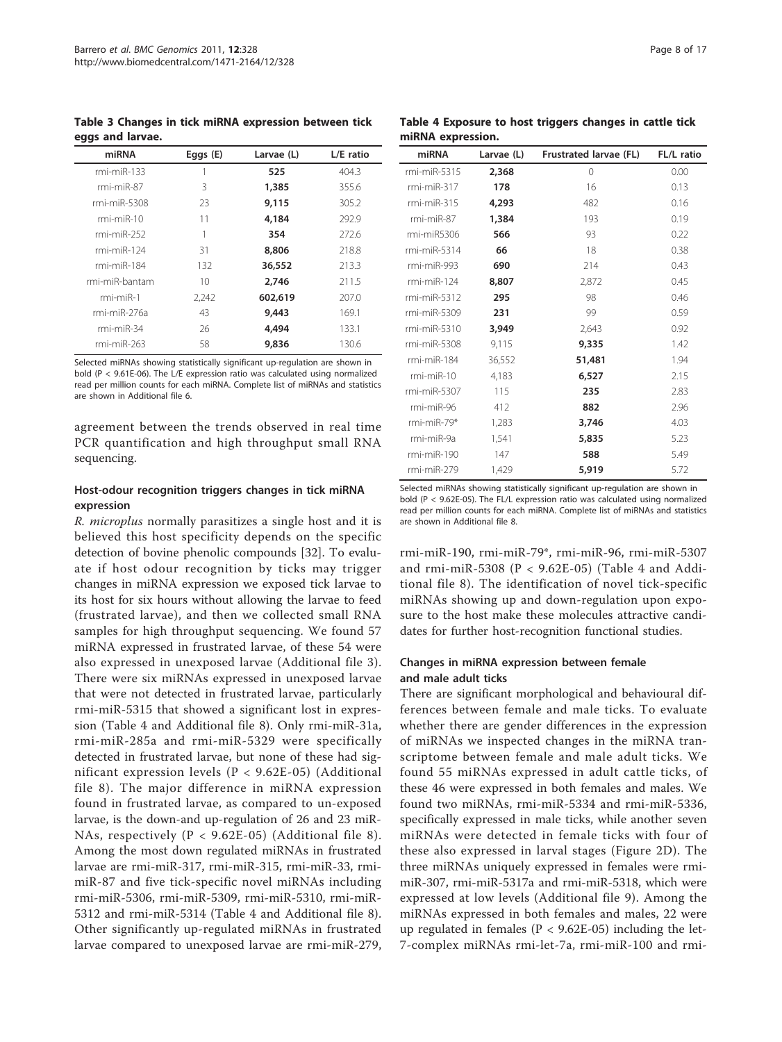**Table 3 Changes in tick miRNA expression between tick eggs and larvae.**

| miRNA | Eggs (E) | Larvae (L) | L/E ratio |
|---|---|---|---|
| rmi-miR-133 | 1 | **525** | 404.3 |
| rmi-miR-87 | 3 | **1,385** | 355.6 |
| rmi-miR-5308 | 23 | **9,115** | 305.2 |
| rmi-miR-10 | 11 | **4,184** | 292.9 |
| rmi-miR-252 | 1 | **354** | 272.6 |
| rmi-miR-124 | 31 | **8,806** | 218.8 |
| rmi-miR-184 | 132 | **36,552** | 213.3 |
| rmi-miR-bantam | 10 | **2,746** | 211.5 |
| rmi-miR-1 | 2,242 | **602,619** | 207.0 |
| rmi-miR-276a | 43 | **9,443** | 169.1 |
| rmi-miR-34 | 26 | **4,494** | 133.1 |
| rmi-miR-263 | 58 | **9,836** | 130.6 |

Selected miRNAs showing statistically significant up-regulation are shown in bold ($P < 9.61E-06$). The L/E expression ratio was calculated using normalized read per million counts for each miRNA. Complete list of miRNAs and statistics are shown in Additional file 6.

agreement between the trends observed in real time PCR quantification and high throughput small RNA sequencing.

### Host-odour recognition triggers changes in tick miRNA expression

*R. microplus* normally parasitizes a single host and it is believed this host specificity depends on the specific detection of bovine phenolic compounds [32]. To evaluate if host odour recognition by ticks may trigger changes in miRNA expression we exposed tick larvae to its host for six hours without allowing the larvae to feed (frustrated larvae), and then we collected small RNA samples for high throughput sequencing. We found 57 miRNA expressed in frustrated larvae, of these 54 were also expressed in unexposed larvae (Additional file 3). There were six miRNAs expressed in unexposed larvae that were not detected in frustrated larvae, particularly rmi-miR-5315 that showed a significant lost in expression (Table 4 and Additional file 8). Only rmi-miR-31a, rmi-miR-285a and rmi-miR-5329 were specifically detected in frustrated larvae, but none of these had significant expression levels ($P < 9.62E-05$) (Additional file 8). The major difference in miRNA expression found in frustrated larvae, as compared to un-exposed larvae, is the down-and up-regulation of 26 and 23 miRNAs, respectively ($P < 9.62E-05$) (Additional file 8). Among the most down regulated miRNAs in frustrated larvae are rmi-miR-317, rmi-miR-315, rmi-miR-33, rmi-miR-87 and five tick-specific novel miRNAs including rmi-miR-5306, rmi-miR-5309, rmi-miR-5310, rmi-miR-5312 and rmi-miR-5314 (Table 4 and Additional file 8). Other significantly up-regulated miRNAs in frustrated larvae compared to unexposed larvae are rmi-miR-279, rmi-miR-190, rmi-miR-79*, rmi-miR-96, rmi-miR-5307 and rmi-miR-5308 ($P < 9.62E-05$) (Table 4 and Additional file 8). The identification of novel tick-specific miRNAs showing up and down-regulation upon exposure to the host make these molecules attractive candidates for further host-recognition functional studies.

**Table 4 Exposure to host triggers changes in cattle tick miRNA expression.**

| miRNA | Larvae (L) | Frustrated larvae (FL) | FL/L ratio |
|---|---|---|---|
| rmi-miR-5315 | **2,368** | 0 | 0.00 |
| rmi-miR-317 | **178** | 16 | 0.13 |
| rmi-miR-315 | **4,293** | 482 | 0.16 |
| rmi-miR-87 | **1,384** | 193 | 0.19 |
| rmi-miR5306 | **566** | 93 | 0.22 |
| rmi-miR-5314 | **66** | 18 | 0.38 |
| rmi-miR-993 | **690** | 214 | 0.43 |
| rmi-miR-124 | **8,807** | 2,872 | 0.45 |
| rmi-miR-5312 | **295** | 98 | 0.46 |
| rmi-miR-5309 | **231** | 99 | 0.59 |
| rmi-miR-5310 | **3,949** | 2,643 | 0.92 |
| rmi-miR-5308 | 9,115 | **9,335** | 1.42 |
| rmi-miR-184 | 36,552 | **51,481** | 1.94 |
| rmi-miR-10 | 4,183 | **6,527** | 2.15 |
| rmi-miR-5307 | 115 | **235** | 2.83 |
| rmi-miR-96 | 412 | **882** | 2.96 |
| rmi-miR-79* | 1,283 | **3,746** | 4.03 |
| rmi-miR-9a | 1,541 | **5,835** | 5.23 |
| rmi-miR-190 | 147 | **588** | 5.49 |
| rmi-miR-279 | 1,429 | **5,919** | 5.72 |

Selected miRNAs showing statistically significant up-regulation are shown in bold ($P < 9.62E-05$). The FL/L expression ratio was calculated using normalized read per million counts for each miRNA. Complete list of miRNAs and statistics are shown in Additional file 8.

### Changes in miRNA expression between female and male adult ticks

There are significant morphological and behavioural differences between female and male ticks. To evaluate whether there are gender differences in the expression of miRNAs we inspected changes in the miRNA transcriptome between female and male adult ticks. We found 55 miRNAs expressed in adult cattle ticks, of these 46 were expressed in both females and males. We found two miRNAs, rmi-miR-5334 and rmi-miR-5336, specifically expressed in male ticks, while another seven miRNAs were detected in female ticks with four of these also expressed in larval stages (Figure 2D). The three miRNAs uniquely expressed in females were rmi-miR-307, rmi-miR-5317a and rmi-miR-5318, which were expressed at low levels (Additional file 9). Among the miRNAs expressed in both females and males, 22 were up regulated in females ($P < 9.62E-05$) including the let-7-complex miRNAs rmi-let-7a, rmi-miR-100 and rmi-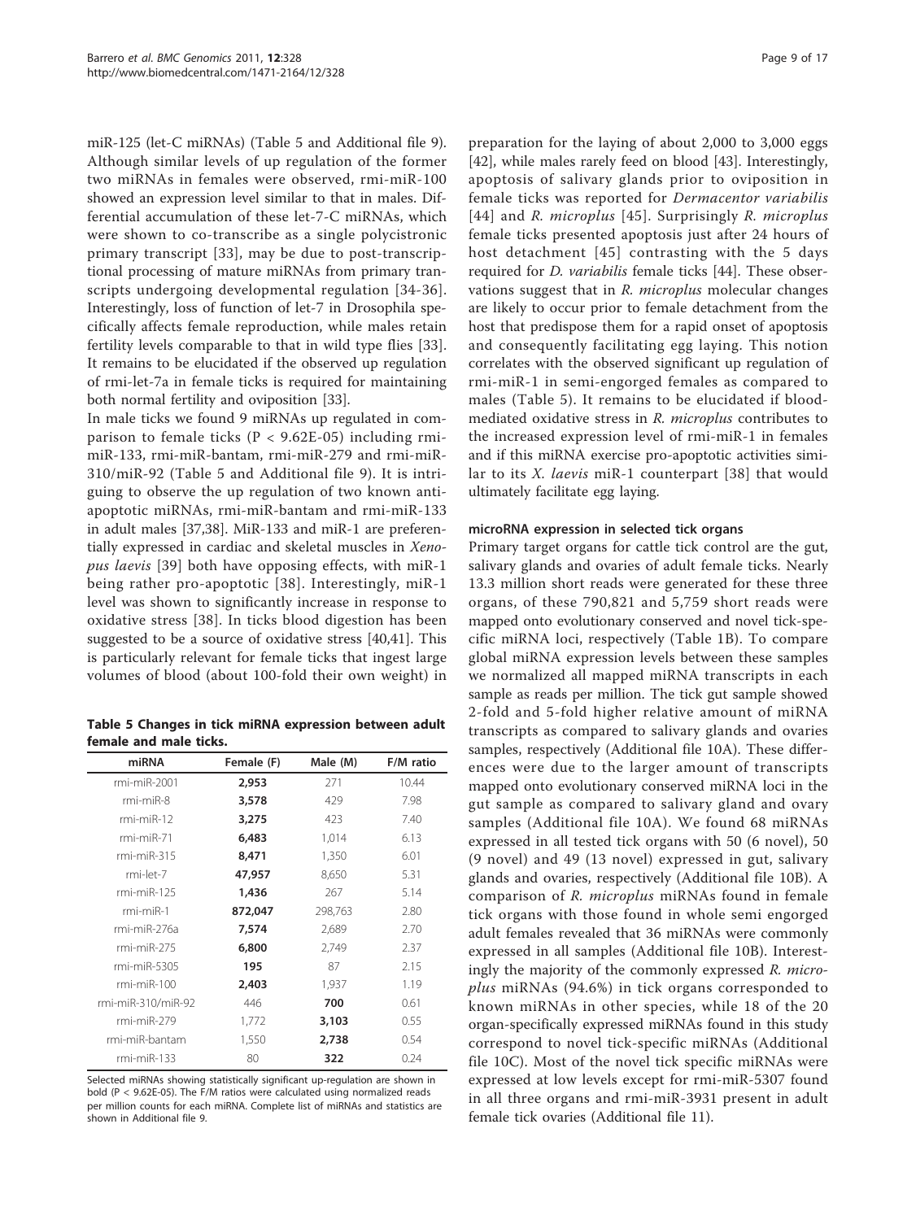miR-125 (let-C miRNAs) (Table 5 and Additional file 9). Although similar levels of up regulation of the former two miRNAs in females were observed, rmi-miR-100 showed an expression level similar to that in males. Differential accumulation of these let-7-C miRNAs, which were shown to co-transcribe as a single polycistronic primary transcript [33], may be due to post-transcriptional processing of mature miRNAs from primary transcripts undergoing developmental regulation [34-36]. Interestingly, loss of function of let-7 in Drosophila specifically affects female reproduction, while males retain fertility levels comparable to that in wild type flies [33]. It remains to be elucidated if the observed up regulation of rmi-let-7a in female ticks is required for maintaining both normal fertility and oviposition [33].

In male ticks we found 9 miRNAs up regulated in comparison to female ticks ($P < 9.62E-05$) including rmi-miR-133, rmi-miR-bantam, rmi-miR-279 and rmi-miR-310/miR-92 (Table 5 and Additional file 9). It is intriguing to observe the up regulation of two known anti-apoptotic miRNAs, rmi-miR-bantam and rmi-miR-133 in adult males [37,38]. MiR-133 and miR-1 are preferentially expressed in cardiac and skeletal muscles in *Xenopus laevis* [39] both have opposing effects, with miR-1 being rather pro-apoptotic [38]. Interestingly, miR-1 level was shown to significantly increase in response to oxidative stress [38]. In ticks blood digestion has been suggested to be a source of oxidative stress [40,41]. This is particularly relevant for female ticks that ingest large volumes of blood (about 100-fold their own weight) in preparation for the laying of about 2,000 to 3,000 eggs [42], while males rarely feed on blood [43]. Interestingly, apoptosis of salivary glands prior to oviposition in female ticks was reported for *Dermacentor variabilis* [44] and *R. microplus* [45]. Surprisingly *R. microplus* female ticks presented apoptosis just after 24 hours of host detachment [45] contrasting with the 5 days required for *D. variabilis* female ticks [44]. These observations suggest that in *R. microplus* molecular changes are likely to occur prior to female detachment from the host that predispose them for a rapid onset of apoptosis and consequently facilitating egg laying. This notion correlates with the observed significant up regulation of rmi-miR-1 in semi-engorged females as compared to males (Table 5). It remains to be elucidated if blood-mediated oxidative stress in *R. microplus* contributes to the increased expression level of rmi-miR-1 in females and if this miRNA exercise pro-apoptotic activities similar to its *X. laevis* miR-1 counterpart [38] that would ultimately facilitate egg laying.

**Table 5 Changes in tick miRNA expression between adult female and male ticks.**

| miRNA | Female (F) | Male (M) | F/M ratio |
|---|---|---|---|
| rmi-miR-2001 | **2,953** | 271 | 10.44 |
| rmi-miR-8 | **3,578** | 429 | 7.98 |
| rmi-miR-12 | **3,275** | 423 | 7.40 |
| rmi-miR-71 | **6,483** | 1,014 | 6.13 |
| rmi-miR-315 | **8,471** | 1,350 | 6.01 |
| rmi-let-7 | **47,957** | 8,650 | 5.31 |
| rmi-miR-125 | **1,436** | 267 | 5.14 |
| rmi-miR-1 | **872,047** | 298,763 | 2.80 |
| rmi-miR-276a | **7,574** | 2,689 | 2.70 |
| rmi-miR-275 | **6,800** | 2,749 | 2.37 |
| rmi-miR-5305 | **195** | 87 | 2.15 |
| rmi-miR-100 | **2,403** | 1,937 | 1.19 |
| rmi-miR-310/miR-92 | 446 | **700** | 0.61 |
| rmi-miR-279 | 1,772 | **3,103** | 0.55 |
| rmi-miR-bantam | 1,550 | **2,738** | 0.54 |
| rmi-miR-133 | 80 | **322** | 0.24 |

Selected miRNAs showing statistically significant up-regulation are shown in bold ($P < 9.62E-05$). The F/M ratios were calculated using normalized reads per million counts for each miRNA. Complete list of miRNAs and statistics are shown in Additional file 9.

### microRNA expression in selected tick organs

Primary target organs for cattle tick control are the gut, salivary glands and ovaries of adult female ticks. Nearly 13.3 million short reads were generated for these three organs, of these 790,821 and 5,759 short reads were mapped onto evolutionary conserved and novel tick-specific miRNA loci, respectively (Table 1B). To compare global miRNA expression levels between these samples we normalized all mapped miRNA transcripts in each sample as reads per million. The tick gut sample showed 2-fold and 5-fold higher relative amount of miRNA transcripts as compared to salivary glands and ovaries samples, respectively (Additional file 10A). These differences were due to the larger amount of transcripts mapped onto evolutionary conserved miRNA loci in the gut sample as compared to salivary gland and ovary samples (Additional file 10A). We found 68 miRNAs expressed in all tested tick organs with 50 (6 novel), 50 (9 novel) and 49 (13 novel) expressed in gut, salivary glands and ovaries, respectively (Additional file 10B). A comparison of *R. microplus* miRNAs found in female tick organs with those found in whole semi engorged adult females revealed that 36 miRNAs were commonly expressed in all samples (Additional file 10B). Interestingly the majority of the commonly expressed *R. microplus* miRNAs (94.6%) in tick organs corresponded to known miRNAs in other species, while 18 of the 20 organ-specifically expressed miRNAs found in this study correspond to novel tick-specific miRNAs (Additional file 10C). Most of the novel tick specific miRNAs were expressed at low levels except for rmi-miR-5307 found in all three organs and rmi-miR-3931 present in adult female tick ovaries (Additional file 11).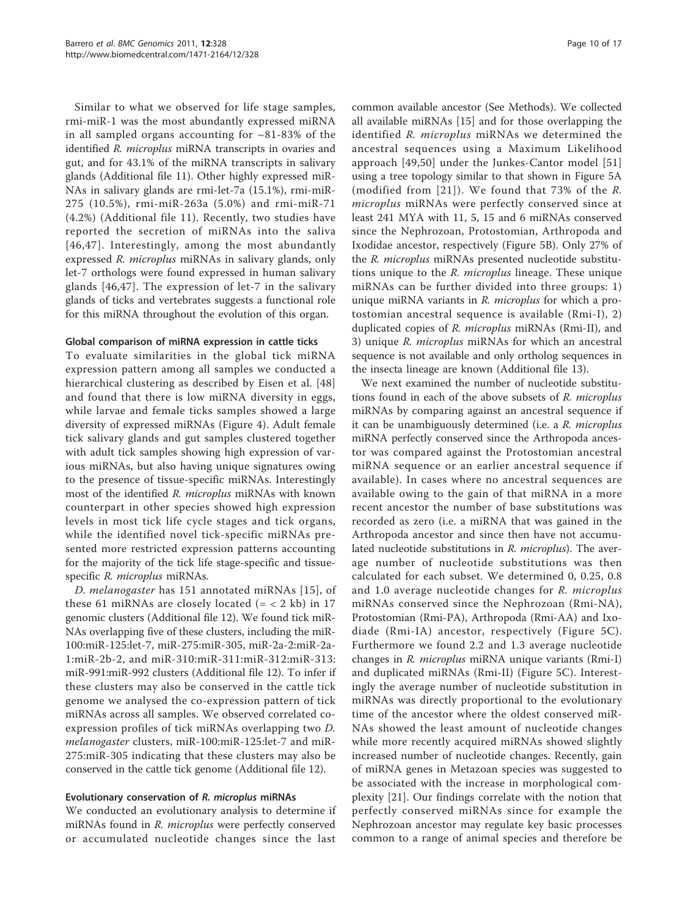Similar to what we observed for life stage samples, rmi-miR-1 was the most abundantly expressed miRNA in all sampled organs accounting for ~81-83% of the identified *R. microplus* miRNA transcripts in ovaries and gut, and for 43.1% of the miRNA transcripts in salivary glands (Additional file 11). Other highly expressed miRNAs in salivary glands are rmi-let-7a (15.1%), rmi-miR-275 (10.5%), rmi-miR-263a (5.0%) and rmi-miR-71 (4.2%) (Additional file 11). Recently, two studies have reported the secretion of miRNAs into the saliva [46,47]. Interestingly, among the most abundantly expressed *R. microplus* miRNAs in salivary glands, only let-7 orthologs were found expressed in human salivary glands [46,47]. The expression of let-7 in the salivary glands of ticks and vertebrates suggests a functional role for this miRNA throughout the evolution of this organ.

### Global comparison of miRNA expression in cattle ticks

To evaluate similarities in the global tick miRNA expression pattern among all samples we conducted a hierarchical clustering as described by Eisen et al. [48] and found that there is low miRNA diversity in eggs, while larvae and female ticks samples showed a large diversity of expressed miRNAs (Figure 4). Adult female tick salivary glands and gut samples clustered together with adult tick samples showing high expression of various miRNAs, but also having unique signatures owing to the presence of tissue-specific miRNAs. Interestingly most of the identified *R. microplus* miRNAs with known counterpart in other species showed high expression levels in most tick life cycle stages and tick organs, while the identified novel tick-specific miRNAs presented more restricted expression patterns accounting for the majority of the tick life stage-specific and tissue-specific *R. microplus* miRNAs.

*D. melanogaster* has 151 annotated miRNAs [15], of these 61 miRNAs are closely located (= < 2 kb) in 17 genomic clusters (Additional file 12). We found tick miRNAs overlapping five of these clusters, including the miR-100:miR-125:let-7, miR-275:miR-305, miR-2a-2:miR-2a-1:miR-2b-2, and miR-310:miR-311:miR-312:miR-313:miR-991:miR-992 clusters (Additional file 12). To infer if these clusters may also be conserved in the cattle tick genome we analysed the co-expression pattern of tick miRNAs across all samples. We observed correlated co-expression profiles of tick miRNAs overlapping two *D. melanogaster* clusters, miR-100:miR-125:let-7 and miR-275:miR-305 indicating that these clusters may also be conserved in the cattle tick genome (Additional file 12).

### Evolutionary conservation of *R. microplus* miRNAs

We conducted an evolutionary analysis to determine if miRNAs found in *R. microplus* were perfectly conserved or accumulated nucleotide changes since the last common available ancestor (See Methods). We collected all available miRNAs [15] and for those overlapping the identified *R. microplus* miRNAs we determined the ancestral sequences using a Maximum Likelihood approach [49,50] under the Junkes-Cantor model [51] using a tree topology similar to that shown in Figure 5A (modified from [21]). We found that 73% of the *R. microplus* miRNAs were perfectly conserved since at least 241 MYA with 11, 5, 15 and 6 miRNAs conserved since the Nephrozoan, Protostomian, Arthropoda and Ixodidae ancestor, respectively (Figure 5B). Only 27% of the *R. microplus* miRNAs presented nucleotide substitutions unique to the *R. microplus* lineage. These unique miRNAs can be further divided into three groups: 1) unique miRNA variants in *R. microplus* for which a protostomian ancestral sequence is available (Rmi-I), 2) duplicated copies of *R. microplus* miRNAs (Rmi-II), and 3) unique *R. microplus* miRNAs for which an ancestral sequence is not available and only ortholog sequences in the insecta lineage are known (Additional file 13).

We next examined the number of nucleotide substitutions found in each of the above subsets of *R. microplus* miRNAs by comparing against an ancestral sequence if it can be unambiguously determined (i.e. a *R. microplus* miRNA perfectly conserved since the Arthropoda ancestor was compared against the Protostomian ancestral miRNA sequence or an earlier ancestral sequence if available). In cases where no ancestral sequences are available owing to the gain of that miRNA in a more recent ancestor the number of base substitutions was recorded as zero (i.e. a miRNA that was gained in the Arthropoda ancestor and since then have not accumulated nucleotide substitutions in *R. microplus*). The average number of nucleotide substitutions was then calculated for each subset. We determined 0, 0.25, 0.8 and 1.0 average nucleotide changes for *R. microplus* miRNAs conserved since the Nephrozoan (Rmi-NA), Protostomian (Rmi-PA), Arthropoda (Rmi-AA) and Ixodiade (Rmi-IA) ancestor, respectively (Figure 5C). Furthermore we found 2.2 and 1.3 average nucleotide changes in *R. microplus* miRNA unique variants (Rmi-I) and duplicated miRNAs (Rmi-II) (Figure 5C). Interestingly the average number of nucleotide substitution in miRNAs was directly proportional to the evolutionary time of the ancestor where the oldest conserved miRNAs showed the least amount of nucleotide changes while more recently acquired miRNAs showed slightly increased number of nucleotide changes. Recently, gain of miRNA genes in Metazoan species was suggested to be associated with the increase in morphological complexity [21]. Our findings correlate with the notion that perfectly conserved miRNAs since for example the Nephrozoan ancestor may regulate key basic processes common to a range of animal species and therefore be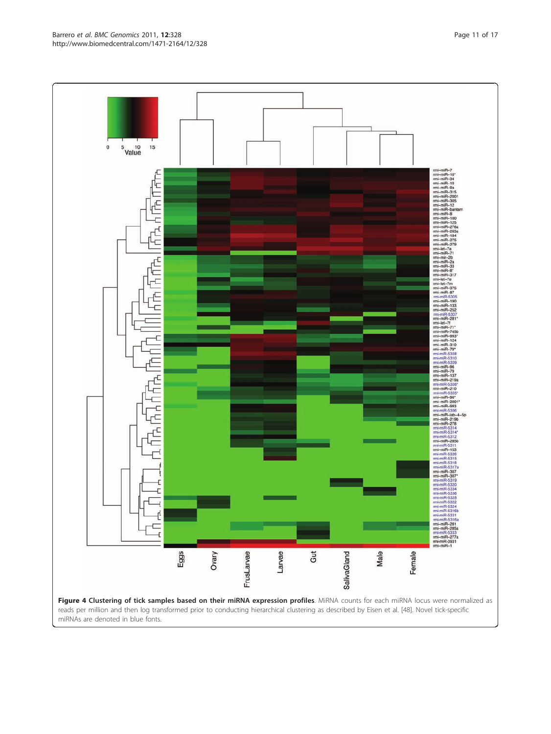**Figure 4 Clustering of tick samples based on their miRNA expression profiles**. MiRNA counts for each miRNA locus were normalized as reads per million and then log transformed prior to conducting hierarchical clustering as described by Eisen et al. [48]. Novel tick-specific miRNAs are denoted in blue fonts.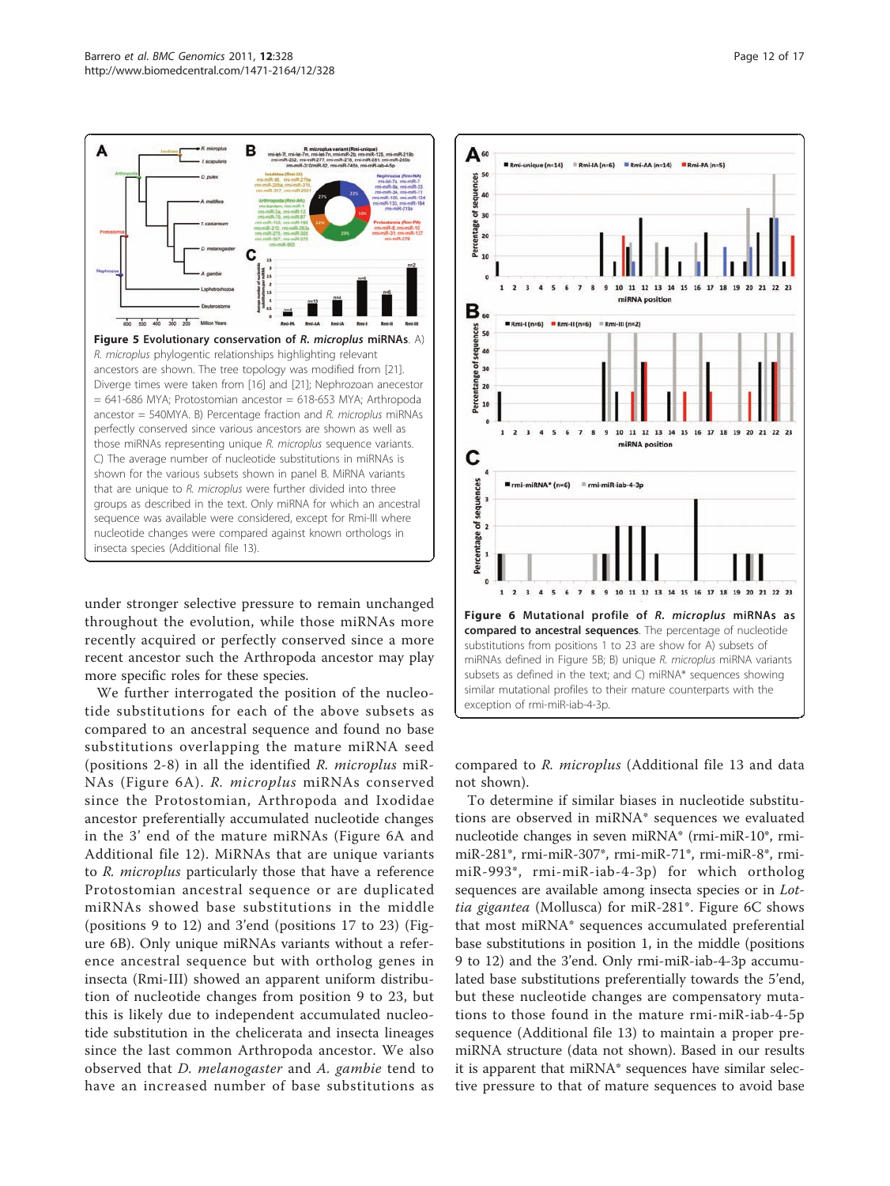**Figure 5 Evolutionary conservation of *R. microplus* miRNAs**. A) *R. microplus* phylogenetic relationships highlighting relevant ancestors are shown. The tree topology was modified from [21]. Diverge times were taken from [16] and [21]; Nephrozoan ancestor = 641-686 MYA; Protostomian ancestor = 618-653 MYA; Arthropoda ancestor = 540MYA. B) Percentage fraction and *R. microplus* miRNAs perfectly conserved since various ancestors are shown as well as those miRNAs representing unique *R. microplus* sequence variants. C) The average number of nucleotide substitutions in miRNAs is shown for the various subsets shown in panel B. MiRNA variants that are unique to *R. microplus* were further divided into three groups as described in the text. Only miRNA for which an ancestral sequence was available were considered, except for Rmi-III where nucleotide changes were compared against known orthologs in insecta species (Additional file 13).

under stronger selective pressure to remain unchanged throughout the evolution, while those miRNAs more recently acquired or perfectly conserved since a more recent ancestor such the Arthropoda ancestor may play more specific roles for these species.

We further interrogated the position of the nucleotide substitutions for each of the above subsets as compared to an ancestral sequence and found no base substitutions overlapping the mature miRNA seed (positions 2-8) in all the identified *R. microplus* miRNAs (Figure 6A). *R. microplus* miRNAs conserved since the Protostomian, Arthropoda and Ixodidae ancestor preferentially accumulated nucleotide changes in the 3' end of the mature miRNAs (Figure 6A and Additional file 12). MiRNAs that are unique variants to *R. microplus* particularly those that have a reference Protostomian ancestral sequence or are duplicated miRNAs showed base substitutions in the middle (positions 9 to 12) and 3'end (positions 17 to 23) (Figure 6B). Only unique miRNAs variants without a reference ancestral sequence but with ortholog genes in insecta (Rmi-III) showed an apparent uniform distribution of nucleotide changes from position 9 to 23, but this is likely due to independent accumulated nucleotide substitution in the chelicerata and insecta lineages since the last common Arthropoda ancestor. We also observed that *D. melanogaster* and *A. gambie* tend to have an increased number of base substitutions as compared to *R. microplus* (Additional file 13 and data not shown).

**Figure 6 Mutational profile of *R. microplus* miRNAs as compared to ancestral sequences**. The percentage of nucleotide substitutions from positions 1 to 23 are show for A) subsets of miRNAs defined in Figure 5B; B) unique *R. microplus* miRNA variants subsets as defined in the text; and C) miRNA* sequences showing similar mutational profiles to their mature counterparts with the exception of rmi-miR-iab-4-3p.

To determine if similar biases in nucleotide substitutions are observed in miRNA* sequences we evaluated nucleotide changes in seven miRNA* (rmi-miR-10*, rmi-miR-281*, rmi-miR-307*, rmi-miR-71*, rmi-miR-8*, rmi-miR-993*, rmi-miR-iab-4-3p) for which ortholog sequences are available among insecta species or in *Lottia gigantea* (Mollusca) for miR-281*. Figure 6C shows that most miRNA* sequences accumulated preferential base substitutions in position 1, in the middle (positions 9 to 12) and the 3'end. Only rmi-miR-iab-4-3p accumulated base substitutions preferentially towards the 5'end, but these nucleotide changes are compensatory mutations to those found in the mature rmi-miR-iab-4-5p sequence (Additional file 13) to maintain a proper pre-miRNA structure (data not shown). Based in our results it is apparent that miRNA* sequences have similar selective pressure to that of mature sequences to avoid base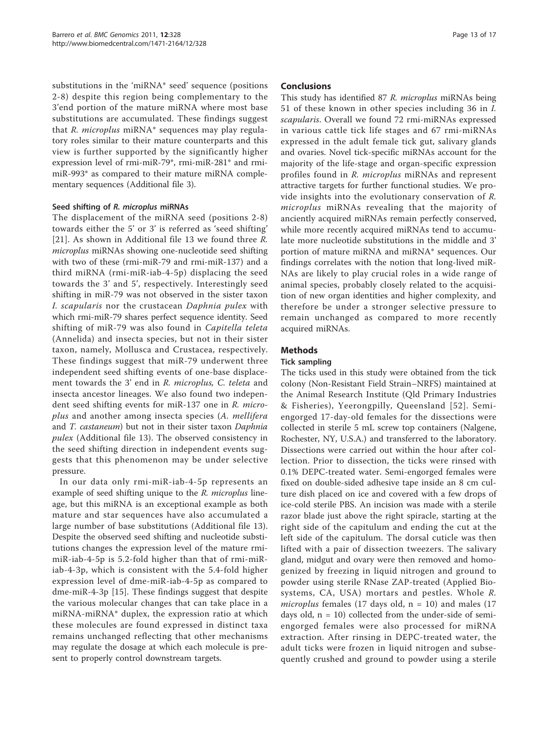substitutions in the 'miRNA* seed' sequence (positions 2-8) despite this region being complementary to the 3'end portion of the mature miRNA where most base substitutions are accumulated. These findings suggest that *R. microplus* miRNA* sequences may play regulatory roles similar to their mature counterparts and this view is further supported by the significantly higher expression level of rmi-miR-79*, rmi-miR-281* and rmi-miR-993* as compared to their mature miRNA complementary sequences (Additional file 3).

#### Seed shifting of *R. microplus* miRNAs

The displacement of the miRNA seed (positions 2-8) towards either the 5' or 3' is referred as 'seed shifting' [21]. As shown in Additional file 13 we found three *R. microplus* miRNAs showing one-nucleotide seed shifting with two of these (rmi-miR-79 and rmi-miR-137) and a third miRNA (rmi-miR-iab-4-5p) displacing the seed towards the 3' and 5', respectively. Interestingly seed shifting in miR-79 was not observed in the sister taxon *I. scapularis* nor the crustacean *Daphnia pulex* with which rmi-miR-79 shares perfect sequence identity. Seed shifting of miR-79 was also found in *Capitella teleta* (Annelida) and insecta species, but not in their sister taxon, namely, Mollusca and Crustacea, respectively. These findings suggest that miR-79 underwent three independent seed shifting events of one-base displacement towards the 3' end in *R. microplus, C. teleta* and insecta ancestor lineages. We also found two independent seed shifting events for miR-137 one in *R. microplus* and another among insecta species (*A. mellifera* and *T. castaneum*) but not in their sister taxon *Daphnia pulex* (Additional file 13). The observed consistency in the seed shifting direction in independent events suggests that this phenomenon may be under selective pressure.

In our data only rmi-miR-iab-4-5p represents an example of seed shifting unique to the *R. microplus* lineage, but this miRNA is an exceptional example as both mature and star sequences have also accumulated a large number of base substitutions (Additional file 13). Despite the observed seed shifting and nucleotide substitutions changes the expression level of the mature rmi-miR-iab-4-5p is 5.2-fold higher than that of rmi-miR-iab-4-3p, which is consistent with the 5.4-fold higher expression level of dme-miR-iab-4-5p as compared to dme-miR-4-3p [15]. These findings suggest that despite the various molecular changes that can take place in a miRNA-miRNA* duplex, the expression ratio at which these molecules are found expressed in distinct taxa remains unchanged reflecting that other mechanisms may regulate the dosage at which each molecule is present to properly control downstream targets.

## Conclusions

This study has identified 87 *R. microplus* miRNAs being 51 of these known in other species including 36 in *I. scapularis*. Overall we found 72 rmi-miRNAs expressed in various cattle tick life stages and 67 rmi-miRNAs expressed in the adult female tick gut, salivary glands and ovaries. Novel tick-specific miRNAs account for the majority of the life-stage and organ-specific expression profiles found in *R. microplus* miRNAs and represent attractive targets for further functional studies. We provide insights into the evolutionary conservation of *R. microplus* miRNAs revealing that the majority of anciently acquired miRNAs remain perfectly conserved, while more recently acquired miRNAs tend to accumulate more nucleotide substitutions in the middle and 3' portion of mature miRNA and miRNA* sequences. Our findings correlates with the notion that long-lived miRNAs are likely to play crucial roles in a wide range of animal species, probably closely related to the acquisition of new organ identities and higher complexity, and therefore be under a stronger selective pressure to remain unchanged as compared to more recently acquired miRNAs.

## Methods

#### Tick sampling

The ticks used in this study were obtained from the tick colony (Non-Resistant Field Strain–NRFS) maintained at the Animal Research Institute (Qld Primary Industries & Fisheries), Yeerongpilly, Queensland [52]. Semi-engorged 17-day-old females for the dissections were collected in sterile 5 mL screw top containers (Nalgene, Rochester, NY, U.S.A.) and transferred to the laboratory. Dissections were carried out within the hour after collection. Prior to dissection, the ticks were rinsed with 0.1% DEPC-treated water. Semi-engorged females were fixed on double-sided adhesive tape inside an 8 cm culture dish placed on ice and covered with a few drops of ice-cold sterile PBS. An incision was made with a sterile razor blade just above the right spiracle, starting at the right side of the capitulum and ending the cut at the left side of the capitulum. The dorsal cuticle was then lifted with a pair of dissection tweezers. The salivary gland, midgut and ovary were then removed and homogenized by freezing in liquid nitrogen and ground to powder using sterile RNase ZAP-treated (Applied Biosystems, CA, USA) mortars and pestles. Whole *R. microplus* females (17 days old, n = 10) and males (17 days old, n = 10) collected from the under-side of semi-engorged females were also processed for miRNA extraction. After rinsing in DEPC-treated water, the adult ticks were frozen in liquid nitrogen and subsequently crushed and ground to powder using a sterile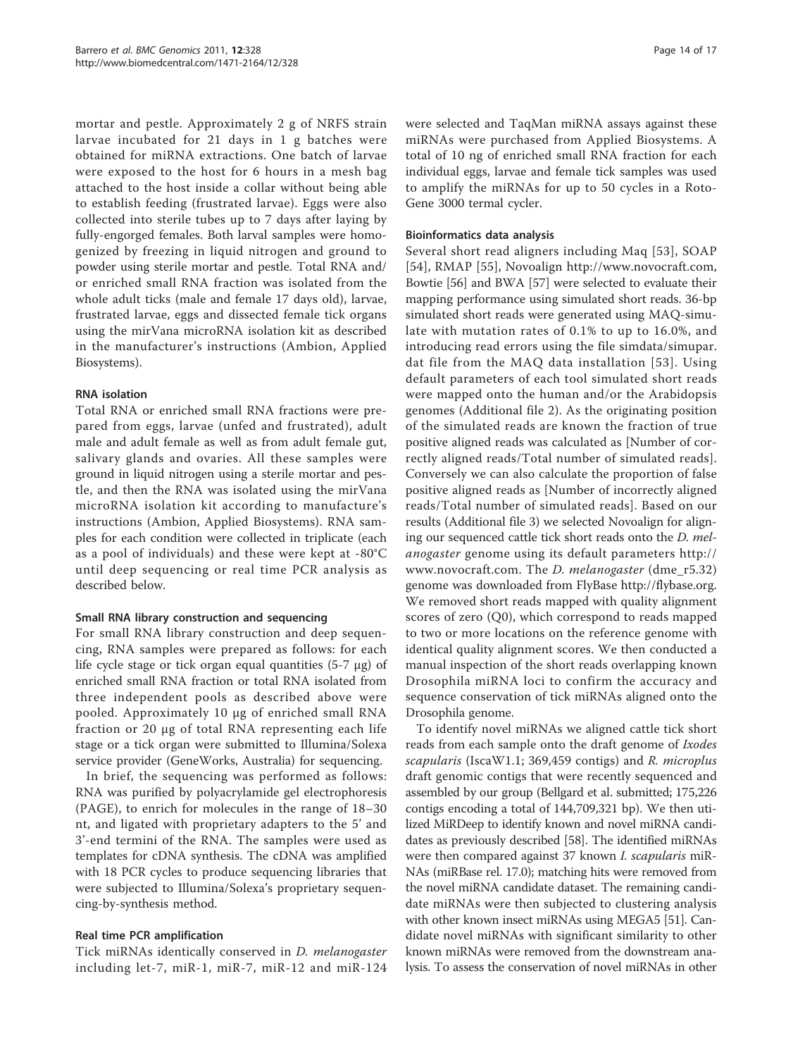mortar and pestle. Approximately 2 g of NRFS strain larvae incubated for 21 days in 1 g batches were obtained for miRNA extractions. One batch of larvae were exposed to the host for 6 hours in a mesh bag attached to the host inside a collar without being able to establish feeding (frustrated larvae). Eggs were also collected into sterile tubes up to 7 days after laying by fully-engorged females. Both larval samples were homogenized by freezing in liquid nitrogen and ground to powder using sterile mortar and pestle. Total RNA and/or enriched small RNA fraction was isolated from the whole adult ticks (male and female 17 days old), larvae, frustrated larvae, eggs and dissected female tick organs using the mirVana microRNA isolation kit as described in the manufacturer's instructions (Ambion, Applied Biosystems).

### RNA isolation

Total RNA or enriched small RNA fractions were prepared from eggs, larvae (unfed and frustrated), adult male and adult female as well as from adult female gut, salivary glands and ovaries. All these samples were ground in liquid nitrogen using a sterile mortar and pestle, and then the RNA was isolated using the mirVana microRNA isolation kit according to manufacture's instructions (Ambion, Applied Biosystems). RNA samples for each condition were collected in triplicate (each as a pool of individuals) and these were kept at -80°C until deep sequencing or real time PCR analysis as described below.

### Small RNA library construction and sequencing

For small RNA library construction and deep sequencing, RNA samples were prepared as follows: for each life cycle stage or tick organ equal quantities (5-7 μg) of enriched small RNA fraction or total RNA isolated from three independent pools as described above were pooled. Approximately 10 μg of enriched small RNA fraction or 20 μg of total RNA representing each life stage or a tick organ were submitted to Illumina/Solexa service provider (GeneWorks, Australia) for sequencing.

In brief, the sequencing was performed as follows: RNA was purified by polyacrylamide gel electrophoresis (PAGE), to enrich for molecules in the range of 18–30 nt, and ligated with proprietary adapters to the 5' and 3'-end termini of the RNA. The samples were used as templates for cDNA synthesis. The cDNA was amplified with 18 PCR cycles to produce sequencing libraries that were subjected to Illumina/Solexa's proprietary sequencing-by-synthesis method.

### Real time PCR amplification

Tick miRNAs identically conserved in *D. melanogaster* including let-7, miR-1, miR-7, miR-12 and miR-124 were selected and TaqMan miRNA assays against these miRNAs were purchased from Applied Biosystems. A total of 10 ng of enriched small RNA fraction for each individual eggs, larvae and female tick samples was used to amplify the miRNAs for up to 50 cycles in a Roto-Gene 3000 termal cycler.

### Bioinformatics data analysis

Several short read aligners including Maq [53], SOAP [54], RMAP [55], Novoalign http://www.novocraft.com, Bowtie [56] and BWA [57] were selected to evaluate their mapping performance using simulated short reads. 36-bp simulated short reads were generated using MAQ-simulate with mutation rates of 0.1% to up to 16.0%, and introducing read errors using the file simdata/simupar.dat file from the MAQ data installation [53]. Using default parameters of each tool simulated short reads were mapped onto the human and/or the Arabidopsis genomes (Additional file 2). As the originating position of the simulated reads are known the fraction of true positive aligned reads was calculated as [Number of correctly aligned reads/Total number of simulated reads]. Conversely we can also calculate the proportion of false positive aligned reads as [Number of incorrectly aligned reads/Total number of simulated reads]. Based on our results (Additional file 3) we selected Novoalign for aligning our sequenced cattle tick short reads onto the *D. melanogaster* genome using its default parameters http://www.novocraft.com. The *D. melanogaster* (dme_r5.32) genome was downloaded from FlyBase http://flybase.org. We removed short reads mapped with quality alignment scores of zero (Q0), which correspond to reads mapped to two or more locations on the reference genome with identical quality alignment scores. We then conducted a manual inspection of the short reads overlapping known Drosophila miRNA loci to confirm the accuracy and sequence conservation of tick miRNAs aligned onto the Drosophila genome.

To identify novel miRNAs we aligned cattle tick short reads from each sample onto the draft genome of *Ixodes scapularis* (IscaW1.1; 369,459 contigs) and *R. microplus* draft genomic contigs that were recently sequenced and assembled by our group (Bellgard et al. submitted; 175,226 contigs encoding a total of 144,709,321 bp). We then utilized MiRDeep to identify known and novel miRNA candidates as previously described [58]. The identified miRNAs were then compared against 37 known *I. scapularis* miRNAs (miRBase rel. 17.0); matching hits were removed from the novel miRNA candidate dataset. The remaining candidate miRNAs were then subjected to clustering analysis with other known insect miRNAs using MEGA5 [51]. Candidate novel miRNAs with significant similarity to other known miRNAs were removed from the downstream analysis. To assess the conservation of novel miRNAs in other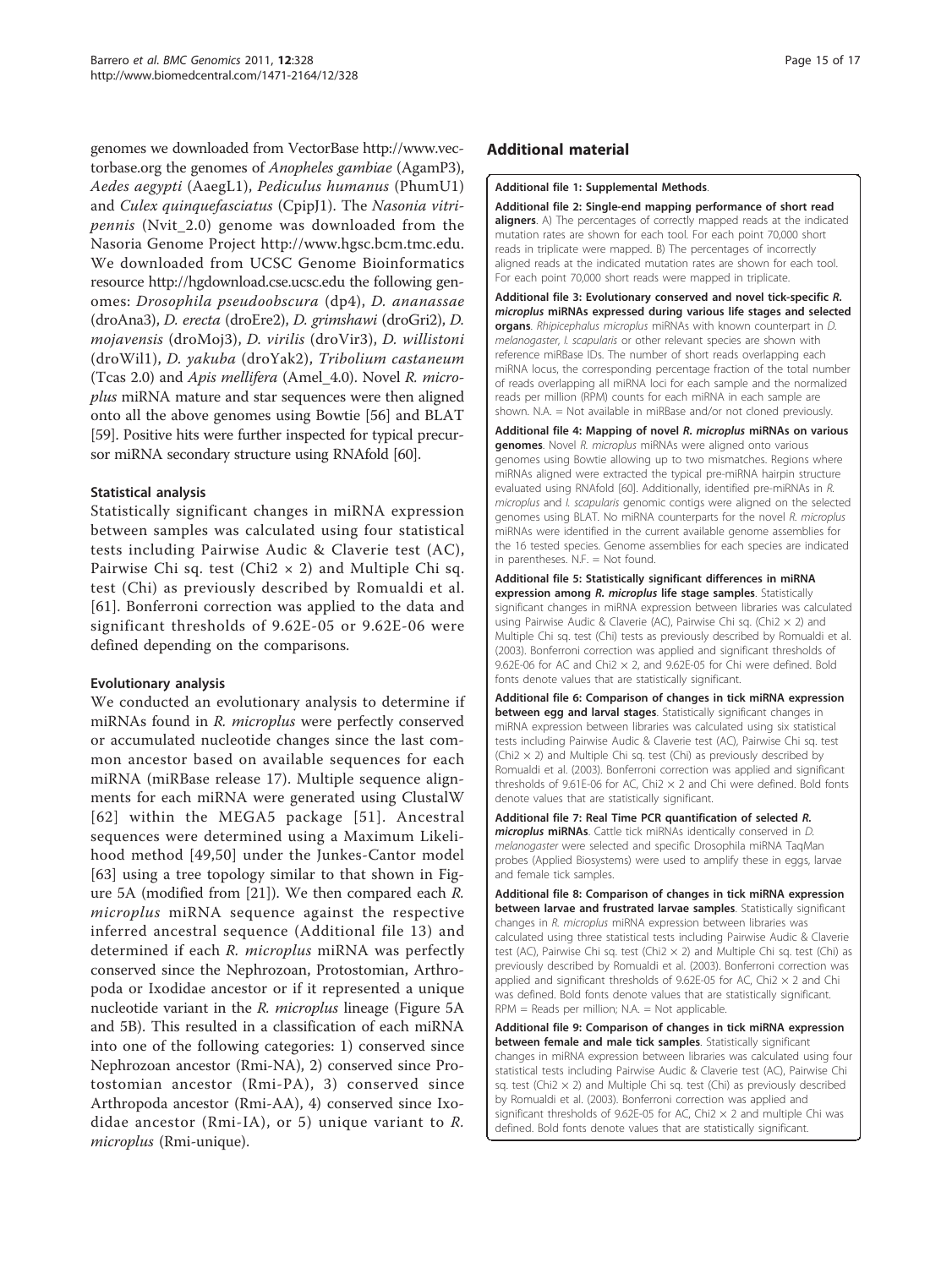genomes we downloaded from VectorBase http://www.vectorbase.org the genomes of *Anopheles gambiae* (AgamP3), *Aedes aegypti* (AaegL1), *Pediculus humanus* (PhumU1) and *Culex quinquefasciatus* (CpipJ1). The *Nasonia vitripennis* (Nvit_2.0) genome was downloaded from the Nasoria Genome Project http://www.hgsc.bcm.tmc.edu. We downloaded from UCSC Genome Bioinformatics resource http://hgdownload.cse.ucsc.edu the following genomes: *Drosophila pseudoobscura* (dp4), *D. ananassae* (droAna3), *D. erecta* (droEre2), *D. grimshawi* (droGri2), *D. mojavensis* (droMoj3), *D. virilis* (droVir3), *D. willistoni* (droWil1), *D. yakuba* (droYak2), *Tribolium castaneum* (Tcas 2.0) and *Apis mellifera* (Amel_4.0). Novel *R. microplus* miRNA mature and star sequences were then aligned onto all the above genomes using Bowtie [56] and BLAT [59]. Positive hits were further inspected for typical precursor miRNA secondary structure using RNAfold [60].

### Statistical analysis

Statistically significant changes in miRNA expression between samples was calculated using four statistical tests including Pairwise Audic & Claverie test (AC), Pairwise Chi sq. test (Chi2 × 2) and Multiple Chi sq. test (Chi) as previously described by Romualdi et al. [61]. Bonferroni correction was applied to the data and significant thresholds of 9.62E-05 or 9.62E-06 were defined depending on the comparisons.

### Evolutionary analysis

We conducted an evolutionary analysis to determine if miRNAs found in *R. microplus* were perfectly conserved or accumulated nucleotide changes since the last common ancestor based on available sequences for each miRNA (miRBase release 17). Multiple sequence alignments for each miRNA were generated using ClustalW [62] within the MEGA5 package [51]. Ancestral sequences were determined using a Maximum Likelihood method [49,50] under the Junkes-Cantor model [63] using a tree topology similar to that shown in Figure 5A (modified from [21]). We then compared each *R. microplus* miRNA sequence against the respective inferred ancestral sequence (Additional file 13) and determined if each *R. microplus* miRNA was perfectly conserved since the Nephrozoan, Protostomian, Arthropoda or Ixodidae ancestor or if it represented a unique nucleotide variant in the *R. microplus* lineage (Figure 5A and 5B). This resulted in a classification of each miRNA into one of the following categories: 1) conserved since Nephrozoan ancestor (Rmi-NA), 2) conserved since Protostomian ancestor (Rmi-PA), 3) conserved since Arthropoda ancestor (Rmi-AA), 4) conserved since Ixodidae ancestor (Rmi-IA), or 5) unique variant to *R. microplus* (Rmi-unique).

## Additional material

**Additional file 1: Supplemental Methods**.

**Additional file 2: Single-end mapping performance of short read aligners**. A) The percentages of correctly mapped reads at the indicated mutation rates are shown for each tool. For each point 70,000 short reads in triplicate were mapped. B) The percentages of incorrectly aligned reads at the indicated mutation rates are shown for each tool. For each point 70,000 short reads were mapped in triplicate.

**Additional file 3: Evolutionary conserved and novel tick-specific *R. microplus* miRNAs expressed during various life stages and selected organs**. *Rhipicephalus microplus* miRNAs with known counterpart in *D. melanogaster*, *I. scapularis* or other relevant species are shown with reference miRBase IDs. The number of short reads overlapping each miRNA locus, the corresponding percentage fraction of the total number of reads overlapping all miRNA loci for each sample and the normalized reads per million (RPM) counts for each miRNA in each sample are shown. N.A. = Not available in miRBase and/or not cloned previously.

**Additional file 4: Mapping of novel *R. microplus* miRNAs on various genomes**. Novel *R. microplus* miRNAs were aligned onto various genomes using Bowtie allowing up to two mismatches. Regions where miRNAs aligned were extracted the typical pre-miRNA hairpin structure evaluated using RNAfold [60]. Additionally, identified pre-miRNAs in *R. microplus* and *I. scapularis* genomic contigs were aligned on the selected genomes using BLAT. No miRNA counterparts for the novel *R. microplus* miRNAs were identified in the current available genome assemblies for the 16 tested species. Genome assemblies for each species are indicated in parentheses. N.F. = Not found.

**Additional file 5: Statistically significant differences in miRNA expression among *R. microplus* life stage samples**. Statistically significant changes in miRNA expression between libraries was calculated using Pairwise Audic & Claverie (AC), Pairwise Chi sq. (Chi2 × 2) and Multiple Chi sq. test (Chi) tests as previously described by Romualdi et al. (2003). Bonferroni correction was applied and significant thresholds of 9.62E-06 for AC and Chi2 × 2, and 9.62E-05 for Chi were defined. Bold fonts denote values that are statistically significant.

**Additional file 6: Comparison of changes in tick miRNA expression between egg and larval stages**. Statistically significant changes in miRNA expression between libraries was calculated using six statistical tests including Pairwise Audic & Claverie test (AC), Pairwise Chi sq. test (Chi2 × 2) and Multiple Chi sq. test (Chi) as previously described by Romualdi et al. (2003). Bonferroni correction was applied and significant thresholds of 9.61E-06 for AC, Chi2 × 2 and Chi were defined. Bold fonts denote values that are statistically significant.

**Additional file 7: Real Time PCR quantification of selected *R. microplus* miRNAs**. Cattle tick miRNAs identically conserved in *D. melanogaster* were selected and specific Drosophila miRNA TaqMan probes (Applied Biosystems) were used to amplify these in eggs, larvae and female tick samples.

**Additional file 8: Comparison of changes in tick miRNA expression between larvae and frustrated larvae samples**. Statistically significant changes in *R. microplus* miRNA expression between libraries was calculated using three statistical tests including Pairwise Audic & Claverie test (AC), Pairwise Chi sq. test (Chi2 × 2) and Multiple Chi sq. test (Chi) as previously described by Romualdi et al. (2003). Bonferroni correction was applied and significant thresholds of 9.62E-05 for AC, Chi2 × 2 and Chi was defined. Bold fonts denote values that are statistically significant. RPM = Reads per million; N.A. = Not applicable.

**Additional file 9: Comparison of changes in tick miRNA expression between female and male tick samples**. Statistically significant changes in miRNA expression between libraries was calculated using four statistical tests including Pairwise Audic & Claverie test (AC), Pairwise Chi sq. test (Chi2 × 2) and Multiple Chi sq. test (Chi) as previously described by Romualdi et al. (2003). Bonferroni correction was applied and significant thresholds of 9.62E-05 for AC, Chi2 × 2 and multiple Chi was defined. Bold fonts denote values that are statistically significant.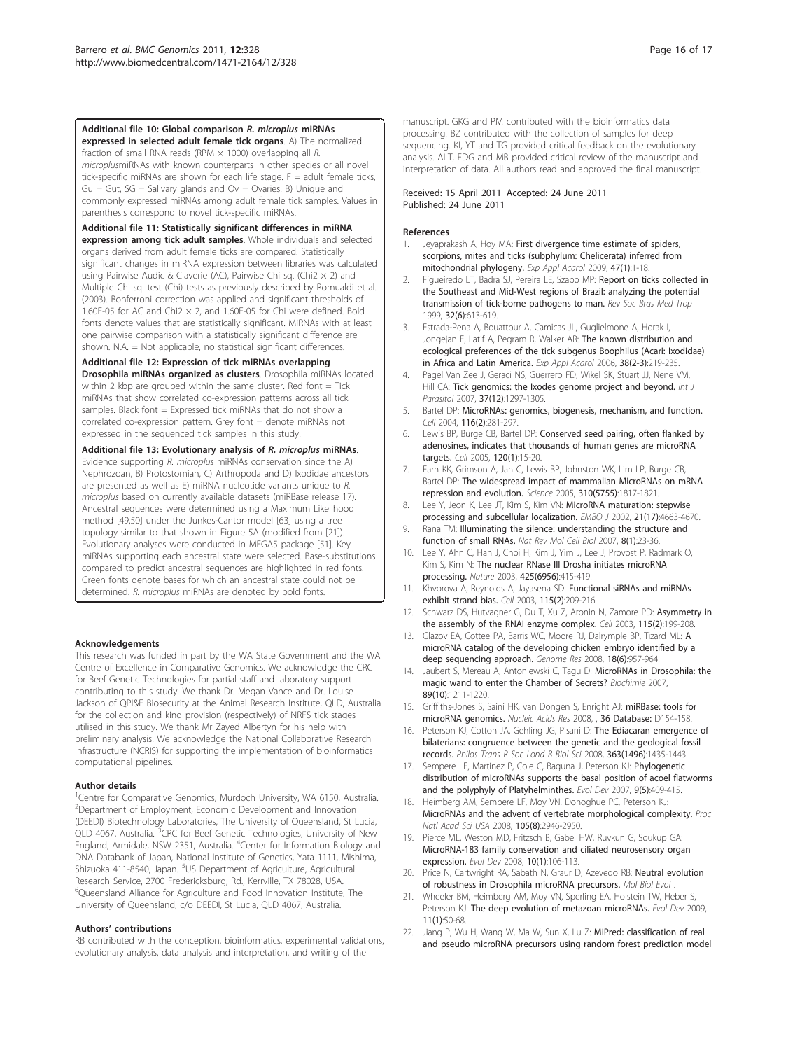**Additional file 10: Global comparison *R. microplus* miRNAs expressed in selected adult female tick organs**. A) The normalized fraction of small RNA reads (RPM × 1000) overlapping all *R. microplus*miRNAs with known counterparts in other species or all novel tick-specific miRNAs are shown for each life stage. F = adult female ticks, Gu = Gut, SG = Salivary glands and Ov = Ovaries. B) Unique and commonly expressed miRNAs among adult female tick samples. Values in parenthesis correspond to novel tick-specific miRNAs.

**Additional file 11: Statistically significant differences in miRNA expression among tick adult samples**. Whole individuals and selected organs derived from adult female ticks are compared. Statistically significant changes in miRNA expression between libraries was calculated using Pairwise Audic & Claverie (AC), Pairwise Chi sq. (Chi2 × 2) and Multiple Chi sq. test (Chi) tests as previously described by Romualdi et al. (2003). Bonferroni correction was applied and significant thresholds of 1.60E-05 for AC and Chi2 × 2, and 1.60E-05 for Chi were defined. Bold fonts denote values that are statistically significant. MiRNAs with at least one pairwise comparison with a statistically significant difference are shown. N.A. = Not applicable, no statistical significant differences.

**Additional file 12: Expression of tick miRNAs overlapping Drosophila miRNAs organized as clusters**. Drosophila miRNAs located within 2 kbp are grouped within the same cluster. Red font = Tick miRNAs that show correlated co-expression patterns across all tick samples. Black font = Expressed tick miRNAs that do not show a correlated co-expression pattern. Grey font = denote miRNAs not expressed in the sequenced tick samples in this study.

**Additional file 13: Evolutionary analysis of *R. microplus* miRNAs**. Evidence supporting *R. microplus* miRNAs conservation since the A) Nephrozoan, B) Protostomian, C) Arthropoda and D) Ixodidae ancestors are presented as well as E) miRNA nucleotide variants unique to *R. microplus* based on currently available datasets (miRBase release 17). Ancestral sequences were determined using a Maximum Likelihood method [49,50] under the Junkes-Cantor model [63] using a tree topology similar to that shown in Figure 5A (modified from [21]). Evolutionary analyses were conducted in MEGA5 package [51]. Key miRNAs supporting each ancestral state were selected. Base-substitutions compared to predict ancestral sequences are highlighted in red fonts. Green fonts denote bases for which an ancestral state could not be determined. *R. microplus* miRNAs are denoted by bold fonts.

#### Acknowledgements

This research was funded in part by the WA State Government and the WA Centre of Excellence in Comparative Genomics. We acknowledge the CRC for Beef Genetic Technologies for partial staff and laboratory support contributing to this study. We thank Dr. Megan Vance and Dr. Louise Jackson of QPI&F Biosecurity at the Animal Research Institute, QLD, Australia for the collection and kind provision (respectively) of NRFS tick stages utilised in this study. We thank Mr Zayed Albertyn for his help with preliminary analysis. We acknowledge the National Collaborative Research Infrastructure (NCRIS) for supporting the implementation of bioinformatics computational pipelines.

#### Author details

[1]Centre for Comparative Genomics, Murdoch University, WA 6150, Australia. [2]Department of Employment, Economic Development and Innovation (DEEDI) Biotechnology Laboratories, The University of Queensland, St Lucia, QLD 4067, Australia. [3]CRC for Beef Genetic Technologies, University of New England, Armidale, NSW 2351, Australia. [4]Center for Information Biology and DNA Databank of Japan, National Institute of Genetics, Yata 1111, Mishima, Shizuoka 411-8540, Japan. [5]US Department of Agriculture, Agricultural Research Service, 2700 Fredericksburg, Rd., Kerrville, TX 78028, USA. [6]Queensland Alliance for Agriculture and Food Innovation Institute, The University of Queensland, c/o DEEDI, St Lucia, QLD 4067, Australia.

#### Authors' contributions

RB contributed with the conception, bioinformatics, experimental validations, evolutionary analysis, data analysis and interpretation, and writing of the manuscript. GKG and PM contributed with the bioinformatics data processing. BZ contributed with the collection of samples for deep sequencing. KI, YT and TG provided critical feedback on the evolutionary analysis. ALT, FDG and MB provided critical review of the manuscript and interpretation of data. All authors read and approved the final manuscript.

Received: 15 April 2011 Accepted: 24 June 2011
Published: 24 June 2011

#### References

1. Jeyaprakash A, Hoy MA: First divergence time estimate of spiders, scorpions, mites and ticks (subphylum: Chelicerata) inferred from mitochondrial phylogeny. *Exp Appl Acarol* 2009, 47(1):1-18.
2. Figueiredo LT, Badra SJ, Pereira LE, Szabo MP: Report on ticks collected in the Southeast and Mid-West regions of Brazil: analyzing the potential transmission of tick-borne pathogens to man. *Rev Soc Bras Med Trop* 1999, 32(6):613-619.
3. Estrada-Pena A, Bouattour A, Camicas JL, Guglielmone A, Horak I, Jongejan F, Latif A, Pegram R, Walker AR: The known distribution and ecological preferences of the tick subgenus Boophilus (Acari: Ixodidae) in Africa and Latin America. *Exp Appl Acarol* 2006, 38(2-3):219-235.
4. Pagel Van Zee J, Geraci NS, Guerrero FD, Wikel SK, Stuart JJ, Nene VM, Hill CA: Tick genomics: the Ixodes genome project and beyond. *Int J Parasitol* 2007, 37(12):1297-1305.
5. Bartel DP: MicroRNAs: genomics, biogenesis, mechanism, and function. *Cell* 2004, 116(2):281-297.
6. Lewis BP, Burge CB, Bartel DP: Conserved seed pairing, often flanked by adenosines, indicates that thousands of human genes are microRNA targets. *Cell* 2005, 120(1):15-20.
7. Farh KK, Grimson A, Jan C, Lewis BP, Johnston WK, Lim LP, Burge CB, Bartel DP: The widespread impact of mammalian MicroRNAs on mRNA repression and evolution. *Science* 2005, 310(5755):1817-1821.
8. Lee Y, Jeon K, Lee JT, Kim S, Kim VN: MicroRNA maturation: stepwise processing and subcellular localization. *EMBO J* 2002, 21(17):4663-4670.
9. Rana TM: Illuminating the silence: understanding the structure and function of small RNAs. *Nat Rev Mol Cell Biol* 2007, 8(1):23-36.
10. Lee Y, Ahn C, Han J, Choi H, Kim J, Yim J, Lee J, Provost P, Radmark O, Kim S, Kim N: The nuclear RNase III Drosha initiates microRNA processing. *Nature* 2003, 425(6956):415-419.
11. Khvorova A, Reynolds A, Jayasena SD: Functional siRNAs and miRNAs exhibit strand bias. *Cell* 2003, 115(2):209-216.
12. Schwarz DS, Hutvagner G, Du T, Xu Z, Aronin N, Zamore PD: Asymmetry in the assembly of the RNAi enzyme complex. *Cell* 2003, 115(2):199-208.
13. Glazov EA, Cottee PA, Barris WC, Moore RJ, Dalrymple BP, Tizard ML: A microRNA catalog of the developing chicken embryo identified by a deep sequencing approach. *Genome Res* 2008, 18(6):957-964.
14. Jaubert S, Mereau A, Antoniewski C, Tagu D: MicroRNAs in Drosophila: the magic wand to enter the Chamber of Secrets? *Biochimie* 2007, 89(10):1211-1220.
15. Griffiths-Jones S, Saini HK, van Dongen S, Enright AJ: miRBase: tools for microRNA genomics. *Nucleic Acids Res* 2008, , 36 Database: D154-158.
16. Peterson KJ, Cotton JA, Gehling JG, Pisani D: The Ediacaran emergence of bilaterians: congruence between the genetic and the geological fossil records. *Philos Trans R Soc Lond B Biol Sci* 2008, 363(1496):1435-1443.
17. Sempere LF, Martinez P, Cole C, Baguna J, Peterson KJ: Phylogenetic distribution of microRNAs supports the basal position of acoel flatworms and the polyphyly of Platyhelminthes. *Evol Dev* 2007, 9(5):409-415.
18. Heimberg AM, Sempere LF, Moy VN, Donoghue PC, Peterson KJ: MicroRNAs and the advent of vertebrate morphological complexity. *Proc Natl Acad Sci USA* 2008, 105(8):2946-2950.
19. Pierce ML, Weston MD, Fritzsch B, Gabel HW, Ruvkun G, Soukup GA: MicroRNA-183 family conservation and ciliated neurosensory organ expression. *Evol Dev* 2008, 10(1):106-113.
20. Price N, Cartwright RA, Sabath N, Graur D, Azevedo RB: Neutral evolution of robustness in Drosophila microRNA precursors. *Mol Biol Evol* .
21. Wheeler BM, Heimberg AM, Moy VN, Sperling EA, Holstein TW, Heber S, Peterson KJ: The deep evolution of metazoan microRNAs. *Evol Dev* 2009, 11(1):50-68.
22. Jiang P, Wu H, Wang W, Ma W, Sun X, Lu Z: MiPred: classification of real and pseudo microRNA precursors using random forest prediction model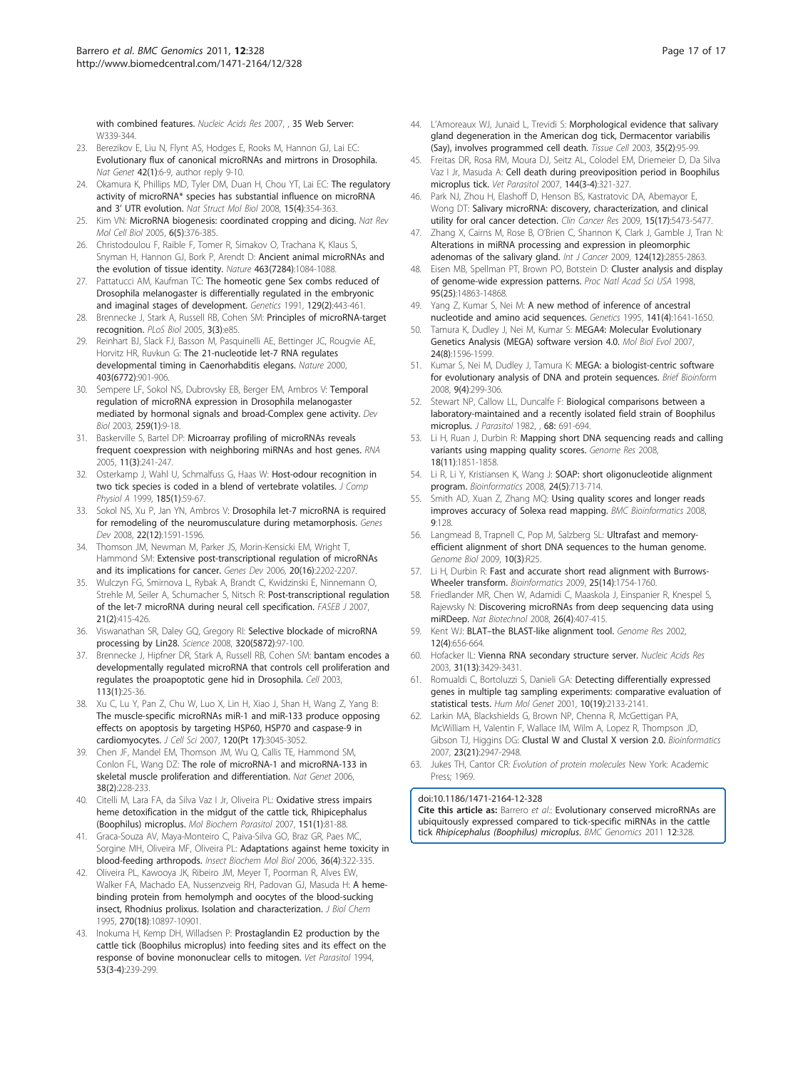with combined features. *Nucleic Acids Res* 2007, , 35 Web Server: W339-344.

23. Berezikov E, Liu N, Flynt AS, Hodges E, Rooks M, Hannon GJ, Lai EC: Evolutionary flux of canonical microRNAs and mirtrons in Drosophila. *Nat Genet* 42(1):6-9, author reply 9-10.
24. Okamura K, Phillips MD, Tyler DM, Duan H, Chou YT, Lai EC: The regulatory activity of microRNA* species has substantial influence on microRNA and 3' UTR evolution. *Nat Struct Mol Biol* 2008, 15(4):354-363.
25. Kim VN: MicroRNA biogenesis: coordinated cropping and dicing. *Nat Rev Mol Cell Biol* 2005, 6(5):376-385.
26. Christodoulou F, Raible F, Tomer R, Simakov O, Trachana K, Klaus S, Snyman H, Hannon GJ, Bork P, Arendt D: Ancient animal microRNAs and the evolution of tissue identity. *Nature* 463(7284):1084-1088.
27. Pattatucci AM, Kaufman TC: The homeotic gene Sex combs reduced of Drosophila melanogaster is differentially regulated in the embryonic and imaginal stages of development. *Genetics* 1991, 129(2):443-461.
28. Brennecke J, Stark A, Russell RB, Cohen SM: Principles of microRNA-target recognition. *PLoS Biol* 2005, 3(3):e85.
29. Reinhart BJ, Slack FJ, Basson M, Pasquinelli AE, Bettinger JC, Rougvie AE, Horvitz HR, Ruvkun G: The 21-nucleotide let-7 RNA regulates developmental timing in Caenorhabditis elegans. *Nature* 2000, 403(6772):901-906.
30. Sempere LF, Sokol NS, Dubrovsky EB, Berger EM, Ambros V: Temporal regulation of microRNA expression in Drosophila melanogaster mediated by hormonal signals and broad-Complex gene activity. *Dev Biol* 2003, 259(1):9-18.
31. Baskerville S, Bartel DP: Microarray profiling of microRNAs reveals frequent coexpression with neighboring miRNAs and host genes. *RNA* 2005, 11(3):241-247.
32. Osterkamp J, Wahl U, Schmalfuss G, Haas W: Host-odour recognition in two tick species is coded in a blend of vertebrate volatiles. *J Comp Physiol A* 1999, 185(1):59-67.
33. Sokol NS, Xu P, Jan YN, Ambros V: Drosophila let-7 microRNA is required for remodeling of the neuromusculature during metamorphosis. *Genes Dev* 2008, 22(12):1591-1596.
34. Thomson JM, Newman M, Parker JS, Morin-Kensicki EM, Wright T, Hammond SM: Extensive post-transcriptional regulation of microRNAs and its implications for cancer. *Genes Dev* 2006, 20(16):2202-2207.
35. Wulczyn FG, Smirnova L, Rybak A, Brandt C, Kwidzinski E, Ninnemann O, Strehle M, Seiler A, Schumacher S, Nitsch R: Post-transcriptional regulation of the let-7 microRNA during neural cell specification. *FASEB J* 2007, 21(2):415-426.
36. Viswanathan SR, Daley GQ, Gregory RI: Selective blockade of microRNA processing by Lin28. *Science* 2008, 320(5872):97-100.
37. Brennecke J, Hipfner DR, Stark A, Russell RB, Cohen SM: bantam encodes a developmentally regulated microRNA that controls cell proliferation and regulates the proapoptotic gene hid in Drosophila. *Cell* 2003, 113(1):25-36.
38. Xu C, Lu Y, Pan Z, Chu W, Luo X, Lin H, Xiao J, Shan H, Wang Z, Yang B: The muscle-specific microRNAs miR-1 and miR-133 produce opposing effects on apoptosis by targeting HSP60, HSP70 and caspase-9 in cardiomyocytes. *J Cell Sci* 2007, 120(Pt 17):3045-3052.
39. Chen JF, Mandel EM, Thomson JM, Wu Q, Callis TE, Hammond SM, Conlon FL, Wang DZ: The role of microRNA-1 and microRNA-133 in skeletal muscle proliferation and differentiation. *Nat Genet* 2006, 38(2):228-233.
40. Citelli M, Lara FA, da Silva Vaz I Jr, Oliveira PL: Oxidative stress impairs heme detoxification in the midgut of the cattle tick, Rhipicephalus (Boophilus) microplus. *Mol Biochem Parasitol* 2007, 151(1):81-88.
41. Graca-Souza AV, Maya-Monteiro C, Paiva-Silva GO, Braz GR, Paes MC, Sorgine MH, Oliveira MF, Oliveira PL: Adaptations against heme toxicity in blood-feeding arthropods. *Insect Biochem Mol Biol* 2006, 36(4):322-335.
42. Oliveira PL, Kawooya JK, Ribeiro JM, Meyer T, Poorman R, Alves EW, Walker FA, Machado EA, Nussenzveig RH, Padovan GJ, Masuda H: A heme-binding protein from hemolymph and oocytes of the blood-sucking insect, Rhodnius prolixus. Isolation and characterization. *J Biol Chem* 1995, 270(18):10897-10901.
43. Inokuma H, Kemp DH, Willadsen P: Prostaglandin E2 production by the cattle tick (Boophilus microplus) into feeding sites and its effect on the response of bovine mononuclear cells to mitogen. *Vet Parasitol* 1994, 53(3-4):239-299.
44. L'Amoreaux WJ, Junaid L, Trevidi S: Morphological evidence that salivary gland degeneration in the American dog tick, Dermacentor variabilis (Say), involves programmed cell death. *Tissue Cell* 2003, 35(2):95-99.
45. Freitas DR, Rosa RM, Moura DJ, Seitz AL, Colodel EM, Driemeier D, Da Silva Vaz I Jr, Masuda A: Cell death during preoviposition period in Boophilus microplus tick. *Vet Parasitol* 2007, 144(3-4):321-327.
46. Park NJ, Zhou H, Elashoff D, Henson BS, Kastratovic DA, Abemayor E, Wong DT: Salivary microRNA: discovery, characterization, and clinical utility for oral cancer detection. *Clin Cancer Res* 2009, 15(17):5473-5477.
47. Zhang X, Cairns M, Rose B, O'Brien C, Shannon K, Clark J, Gamble J, Tran N: Alterations in miRNA processing and expression in pleomorphic adenomas of the salivary gland. *Int J Cancer* 2009, 124(12):2855-2863.
48. Eisen MB, Spellman PT, Brown PO, Botstein D: Cluster analysis and display of genome-wide expression patterns. *Proc Natl Acad Sci USA* 1998, 95(25):14863-14868.
49. Yang Z, Kumar S, Nei M: A new method of inference of ancestral nucleotide and amino acid sequences. *Genetics* 1995, 141(4):1641-1650.
50. Tamura K, Dudley J, Nei M, Kumar S: MEGA4: Molecular Evolutionary Genetics Analysis (MEGA) software version 4.0. *Mol Biol Evol* 2007, 24(8):1596-1599.
51. Kumar S, Nei M, Dudley J, Tamura K: MEGA: a biologist-centric software for evolutionary analysis of DNA and protein sequences. *Brief Bioinform* 2008, 9(4):299-306.
52. Stewart NP, Callow LL, Duncalfe F: Biological comparisons between a laboratory-maintained and a recently isolated field strain of Boophilus microplus. *J Parasitol* 1982, , 68: 691-694.
53. Li H, Ruan J, Durbin R: Mapping short DNA sequencing reads and calling variants using mapping quality scores. *Genome Res* 2008, 18(11):1851-1858.
54. Li R, Li Y, Kristiansen K, Wang J: SOAP: short oligonucleotide alignment program. *Bioinformatics* 2008, 24(5):713-714.
55. Smith AD, Xuan Z, Zhang MQ: Using quality scores and longer reads improves accuracy of Solexa read mapping. *BMC Bioinformatics* 2008, 9:128.
56. Langmead B, Trapnell C, Pop M, Salzberg SL: Ultrafast and memory-efficient alignment of short DNA sequences to the human genome. *Genome Biol* 2009, 10(3):R25.
57. Li H, Durbin R: Fast and accurate short read alignment with Burrows-Wheeler transform. *Bioinformatics* 2009, 25(14):1754-1760.
58. Friedlander MR, Chen W, Adamidi C, Maaskola J, Einspanier R, Knespel S, Rajewsky N: Discovering microRNAs from deep sequencing data using miRDeep. *Nat Biotechnol* 2008, 26(4):407-415.
59. Kent WJ: BLAT–the BLAST-like alignment tool. *Genome Res* 2002, 12(4):656-664.
60. Hofacker IL: Vienna RNA secondary structure server. *Nucleic Acids Res* 2003, 31(13):3429-3431.
61. Romualdi C, Bortoluzzi S, Danieli GA: Detecting differentially expressed genes in multiple tag sampling experiments: comparative evaluation of statistical tests. *Hum Mol Genet* 2001, 10(19):2133-2141.
62. Larkin MA, Blackshields G, Brown NP, Chenna R, McGettigan PA, McWilliam H, Valentin F, Wallace IM, Wilm A, Lopez R, Thompson JD, Gibson TJ, Higgins DG: Clustal W and Clustal X version 2.0. *Bioinformatics* 2007, 23(21):2947-2948.
63. Jukes TH, Cantor CR: *Evolution of protein molecules* New York: Academic Press; 1969.

doi:10.1186/1471-2164-12-328

**Cite this article as:** Barrero *et al.*: Evolutionary conserved microRNAs are ubiquitously expressed compared to tick-specific miRNAs in the cattle tick *Rhipicephalus (Boophilus) microplus*. *BMC Genomics* 2011 12:328.